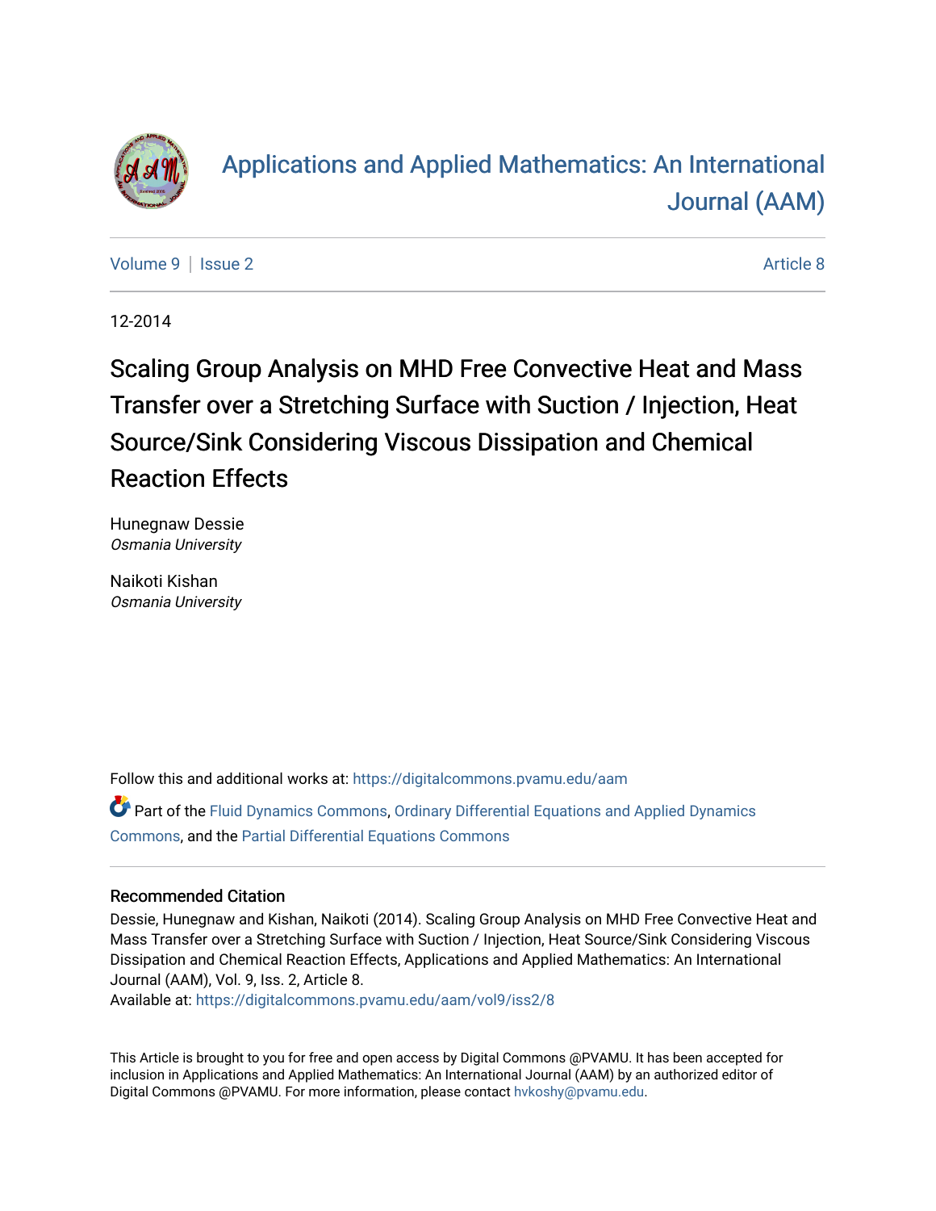# Applications and Applied Mathematics: An International Journal (AAM)

Volume 9 | Issue 2 | Article 8

12-2014

# Scaling Group Analysis on MHD Free Convective Heat and Mass Transfer over a Stretching Surface with Suction / Injection, Heat Source/Sink Considering Viscous Dissipation and Chemical Reaction Effects

Hunegnaw Dessie
*Osmania University*

Naikoti Kishan
*Osmania University*

Follow this and additional works at: https://digitalcommons.pvamu.edu/aam

Part of the Fluid Dynamics Commons, Ordinary Differential Equations and Applied Dynamics Commons, and the Partial Differential Equations Commons

### Recommended Citation

Dessie, Hunegnaw and Kishan, Naikoti (2014). Scaling Group Analysis on MHD Free Convective Heat and Mass Transfer over a Stretching Surface with Suction / Injection, Heat Source/Sink Considering Viscous Dissipation and Chemical Reaction Effects, Applications and Applied Mathematics: An International Journal (AAM), Vol. 9, Iss. 2, Article 8.
Available at: https://digitalcommons.pvamu.edu/aam/vol9/iss2/8

This Article is brought to you for free and open access by Digital Commons @PVAMU. It has been accepted for inclusion in Applications and Applied Mathematics: An International Journal (AAM) by an authorized editor of Digital Commons @PVAMU. For more information, please contact hvkoshy@pvamu.edu.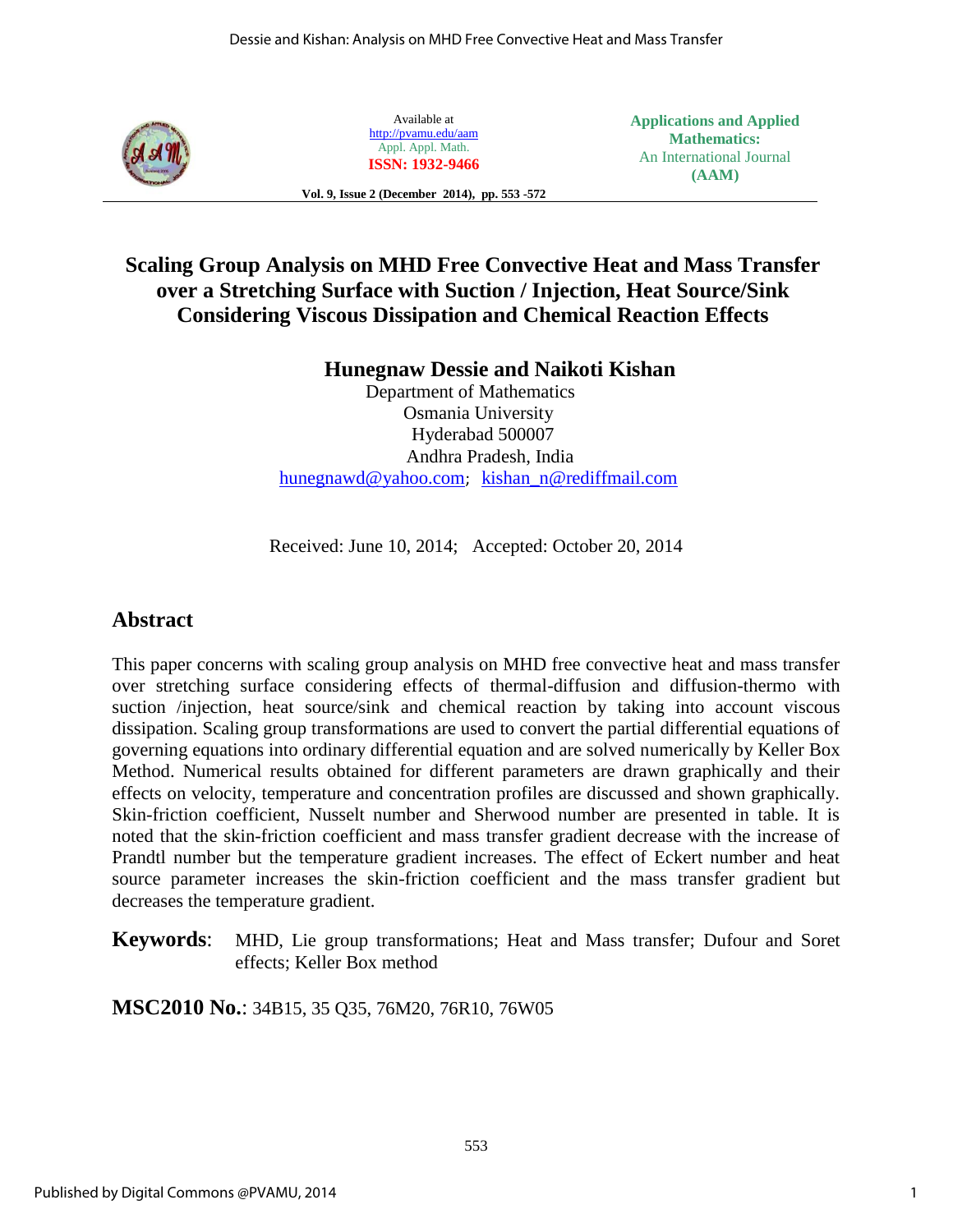Available at
http://pvamu.edu/aam
Appl. Appl. Math.
**ISSN: 1932-9466**

**Applications and Applied Mathematics:**
An International Journal
**(AAM)**

# Scaling Group Analysis on MHD Free Convective Heat and Mass Transfer over a Stretching Surface with Suction / Injection, Heat Source/Sink Considering Viscous Dissipation and Chemical Reaction Effects

**Hunegnaw Dessie and Naikoti Kishan**

Department of Mathematics
Osmania University
Hyderabad 500007
Andhra Pradesh, India
hunegnawd@yahoo.com; kishan_n@rediffmail.com

Received: June 10, 2014; Accepted: October 20, 2014

## Abstract

This paper concerns with scaling group analysis on MHD free convective heat and mass transfer over stretching surface considering effects of thermal-diffusion and diffusion-thermo with suction /injection, heat source/sink and chemical reaction by taking into account viscous dissipation. Scaling group transformations are used to convert the partial differential equations of governing equations into ordinary differential equation and are solved numerically by Keller Box Method. Numerical results obtained for different parameters are drawn graphically and their effects on velocity, temperature and concentration profiles are discussed and shown graphically. Skin-friction coefficient, Nusselt number and Sherwood number are presented in table. It is noted that the skin-friction coefficient and mass transfer gradient decrease with the increase of Prandtl number but the temperature gradient increases. The effect of Eckert number and heat source parameter increases the skin-friction coefficient and the mass transfer gradient but decreases the temperature gradient.

**Keywords**: MHD, Lie group transformations; Heat and Mass transfer; Dufour and Soret effects; Keller Box method

**MSC2010 No.**: 34B15, 35 Q35, 76M20, 76R10, 76W05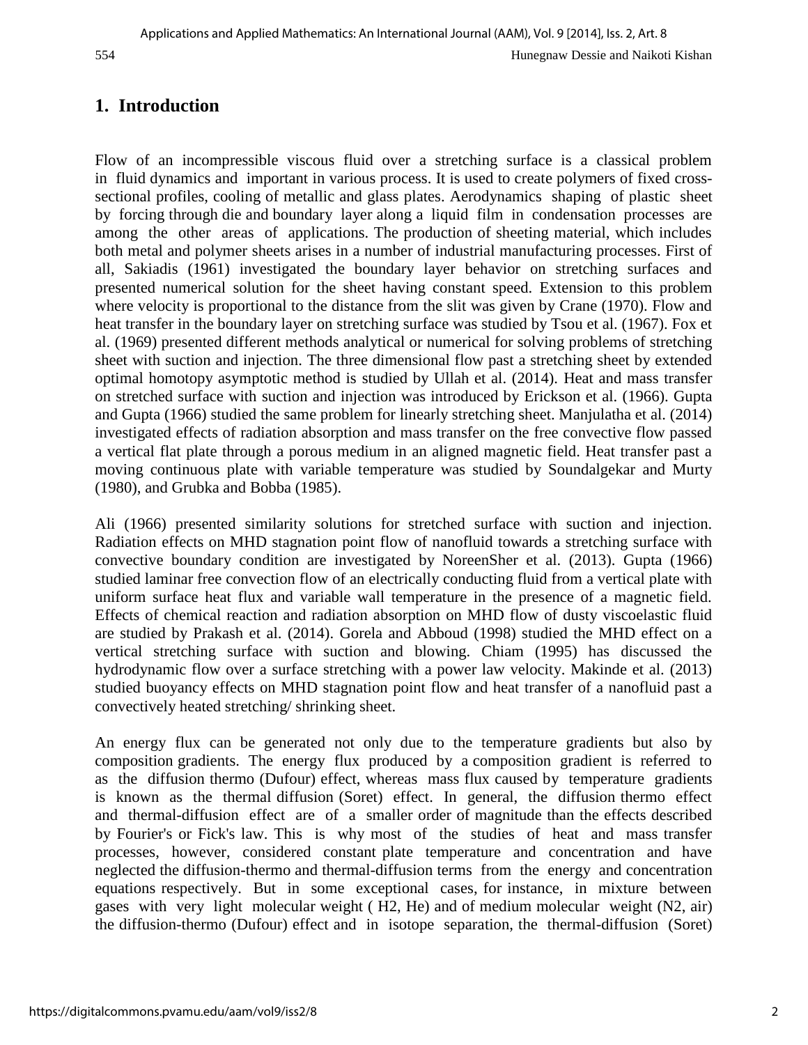## 1. Introduction

Flow of an incompressible viscous fluid over a stretching surface is a classical problem in fluid dynamics and important in various process. It is used to create polymers of fixed cross-sectional profiles, cooling of metallic and glass plates. Aerodynamics shaping of plastic sheet by forcing through die and boundary layer along a liquid film in condensation processes are among the other areas of applications. The production of sheeting material, which includes both metal and polymer sheets arises in a number of industrial manufacturing processes. First of all, Sakiadis (1961) investigated the boundary layer behavior on stretching surfaces and presented numerical solution for the sheet having constant speed. Extension to this problem where velocity is proportional to the distance from the slit was given by Crane (1970). Flow and heat transfer in the boundary layer on stretching surface was studied by Tsou et al. (1967). Fox et al. (1969) presented different methods analytical or numerical for solving problems of stretching sheet with suction and injection. The three dimensional flow past a stretching sheet by extended optimal homotopy asymptotic method is studied by Ullah et al. (2014). Heat and mass transfer on stretched surface with suction and injection was introduced by Erickson et al. (1966). Gupta and Gupta (1966) studied the same problem for linearly stretching sheet. Manjulatha et al. (2014) investigated effects of radiation absorption and mass transfer on the free convective flow passed a vertical flat plate through a porous medium in an aligned magnetic field. Heat transfer past a moving continuous plate with variable temperature was studied by Soundalgekar and Murty (1980), and Grubka and Bobba (1985).

Ali (1966) presented similarity solutions for stretched surface with suction and injection. Radiation effects on MHD stagnation point flow of nanofluid towards a stretching surface with convective boundary condition are investigated by NoreenSher et al. (2013). Gupta (1966) studied laminar free convection flow of an electrically conducting fluid from a vertical plate with uniform surface heat flux and variable wall temperature in the presence of a magnetic field. Effects of chemical reaction and radiation absorption on MHD flow of dusty viscoelastic fluid are studied by Prakash et al. (2014). Gorela and Abboud (1998) studied the MHD effect on a vertical stretching surface with suction and blowing. Chiam (1995) has discussed the hydrodynamic flow over a surface stretching with a power law velocity. Makinde et al. (2013) studied buoyancy effects on MHD stagnation point flow and heat transfer of a nanofluid past a convectively heated stretching/ shrinking sheet.

An energy flux can be generated not only due to the temperature gradients but also by composition gradients. The energy flux produced by a composition gradient is referred to as the diffusion thermo (Dufour) effect, whereas mass flux caused by temperature gradients is known as the thermal diffusion (Soret) effect. In general, the diffusion thermo effect and thermal-diffusion effect are of a smaller order of magnitude than the effects described by Fourier's or Fick's law. This is why most of the studies of heat and mass transfer processes, however, considered constant plate temperature and concentration and have neglected the diffusion-thermo and thermal-diffusion terms from the energy and concentration equations respectively. But in some exceptional cases, for instance, in mixture between gases with very light molecular weight ( $H_2$, He) and of medium molecular weight ($N_2$, air) the diffusion-thermo (Dufour) effect and in isotope separation, the thermal-diffusion (Soret)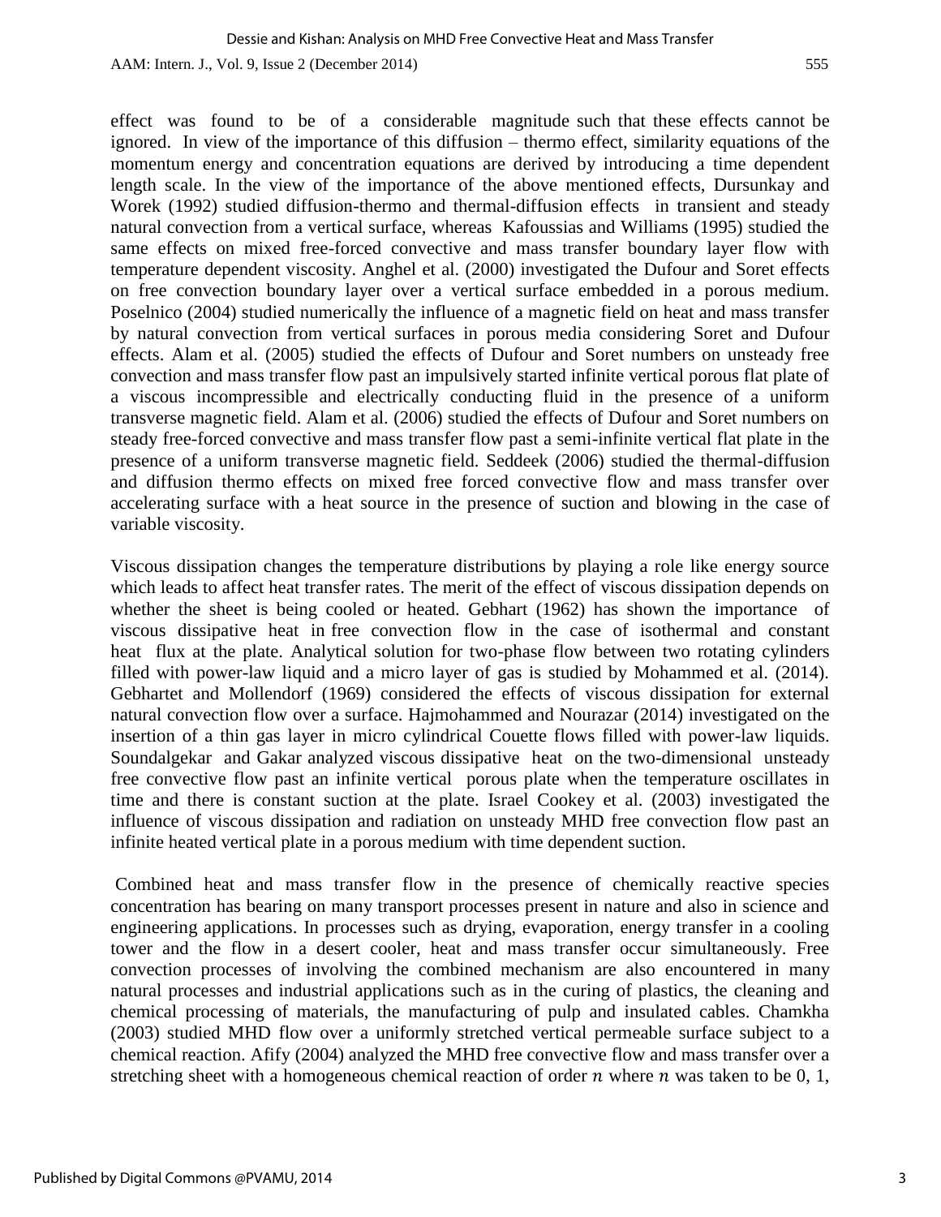effect was found to be of a considerable magnitude such that these effects cannot be ignored. In view of the importance of this diffusion – thermo effect, similarity equations of the momentum energy and concentration equations are derived by introducing a time dependent length scale. In the view of the importance of the above mentioned effects, Dursunkay and Worek (1992) studied diffusion-thermo and thermal-diffusion effects in transient and steady natural convection from a vertical surface, whereas Kafoussias and Williams (1995) studied the same effects on mixed free-forced convective and mass transfer boundary layer flow with temperature dependent viscosity. Anghel et al. (2000) investigated the Dufour and Soret effects on free convection boundary layer over a vertical surface embedded in a porous medium. Poselnico (2004) studied numerically the influence of a magnetic field on heat and mass transfer by natural convection from vertical surfaces in porous media considering Soret and Dufour effects. Alam et al. (2005) studied the effects of Dufour and Soret numbers on unsteady free convection and mass transfer flow past an impulsively started infinite vertical porous flat plate of a viscous incompressible and electrically conducting fluid in the presence of a uniform transverse magnetic field. Alam et al. (2006) studied the effects of Dufour and Soret numbers on steady free-forced convective and mass transfer flow past a semi-infinite vertical flat plate in the presence of a uniform transverse magnetic field. Seddeek (2006) studied the thermal-diffusion and diffusion thermo effects on mixed free forced convective flow and mass transfer over accelerating surface with a heat source in the presence of suction and blowing in the case of variable viscosity.

Viscous dissipation changes the temperature distributions by playing a role like energy source which leads to affect heat transfer rates. The merit of the effect of viscous dissipation depends on whether the sheet is being cooled or heated. Gebhart (1962) has shown the importance of viscous dissipative heat in free convection flow in the case of isothermal and constant heat flux at the plate. Analytical solution for two-phase flow between two rotating cylinders filled with power-law liquid and a micro layer of gas is studied by Mohammed et al. (2014). Gebhartet and Mollendorf (1969) considered the effects of viscous dissipation for external natural convection flow over a surface. Hajmohammed and Nourazar (2014) investigated on the insertion of a thin gas layer in micro cylindrical Couette flows filled with power-law liquids. Soundalgekar and Gakar analyzed viscous dissipative heat on the two-dimensional unsteady free convective flow past an infinite vertical porous plate when the temperature oscillates in time and there is constant suction at the plate. Israel Cookey et al. (2003) investigated the influence of viscous dissipation and radiation on unsteady MHD free convection flow past an infinite heated vertical plate in a porous medium with time dependent suction.

Combined heat and mass transfer flow in the presence of chemically reactive species concentration has bearing on many transport processes present in nature and also in science and engineering applications. In processes such as drying, evaporation, energy transfer in a cooling tower and the flow in a desert cooler, heat and mass transfer occur simultaneously. Free convection processes of involving the combined mechanism are also encountered in many natural processes and industrial applications such as in the curing of plastics, the cleaning and chemical processing of materials, the manufacturing of pulp and insulated cables. Chamkha (2003) studied MHD flow over a uniformly stretched vertical permeable surface subject to a chemical reaction. Afify (2004) analyzed the MHD free convective flow and mass transfer over a stretching sheet with a homogeneous chemical reaction of order $n$ where $n$ was taken to be 0, 1,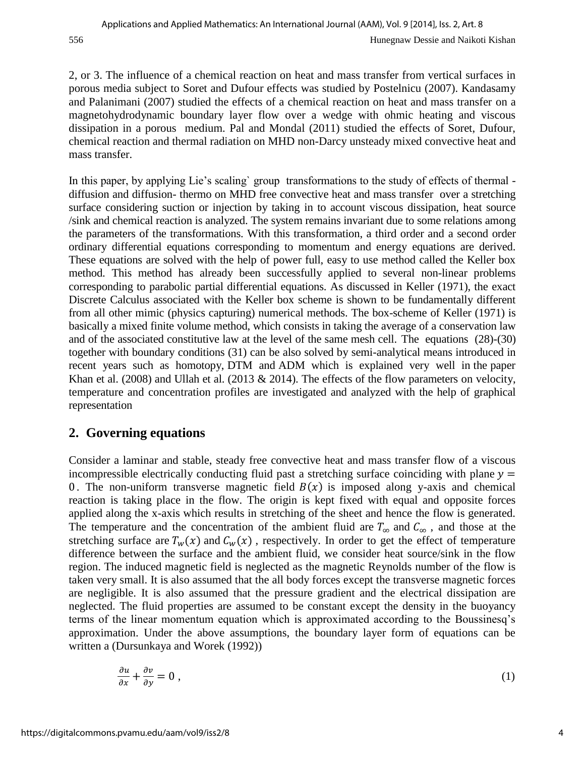2, or 3. The influence of a chemical reaction on heat and mass transfer from vertical surfaces in porous media subject to Soret and Dufour effects was studied by Postelnicu (2007). Kandasamy and Palanimani (2007) studied the effects of a chemical reaction on heat and mass transfer on a magnetohydrodynamic boundary layer flow over a wedge with ohmic heating and viscous dissipation in a porous medium. Pal and Mondal (2011) studied the effects of Soret, Dufour, chemical reaction and thermal radiation on MHD non-Darcy unsteady mixed convective heat and mass transfer.

In this paper, by applying Lie's scaling` group transformations to the study of effects of thermal - diffusion and diffusion- thermo on MHD free convective heat and mass transfer over a stretching surface considering suction or injection by taking in to account viscous dissipation, heat source /sink and chemical reaction is analyzed. The system remains invariant due to some relations among the parameters of the transformations. With this transformation, a third order and a second order ordinary differential equations corresponding to momentum and energy equations are derived. These equations are solved with the help of power full, easy to use method called the Keller box method. This method has already been successfully applied to several non-linear problems corresponding to parabolic partial differential equations. As discussed in Keller (1971), the exact Discrete Calculus associated with the Keller box scheme is shown to be fundamentally different from all other mimic (physics capturing) numerical methods. The box-scheme of Keller (1971) is basically a mixed finite volume method, which consists in taking the average of a conservation law and of the associated constitutive law at the level of the same mesh cell. The equations (28)-(30) together with boundary conditions (31) can be also solved by semi-analytical means introduced in recent years such as homotopy, DTM and ADM which is explained very well in the paper Khan et al. (2008) and Ullah et al. (2013 & 2014). The effects of the flow parameters on velocity, temperature and concentration profiles are investigated and analyzed with the help of graphical representation

## 2. Governing equations

Consider a laminar and stable, steady free convective heat and mass transfer flow of a viscous incompressible electrically conducting fluid past a stretching surface coinciding with plane $y = 0$. The non-uniform transverse magnetic field $B(x)$ is imposed along y-axis and chemical reaction is taking place in the flow. The origin is kept fixed with equal and opposite forces applied along the x-axis which results in stretching of the sheet and hence the flow is generated. The temperature and the concentration of the ambient fluid are $T_\infty$ and $C_\infty$ , and those at the stretching surface are $T_w(x)$ and $C_w(x)$ , respectively. In order to get the effect of temperature difference between the surface and the ambient fluid, we consider heat source/sink in the flow region. The induced magnetic field is neglected as the magnetic Reynolds number of the flow is taken very small. It is also assumed that the all body forces except the transverse magnetic forces are negligible. It is also assumed that the pressure gradient and the electrical dissipation are neglected. The fluid properties are assumed to be constant except the density in the buoyancy terms of the linear momentum equation which is approximated according to the Boussinesq's approximation. Under the above assumptions, the boundary layer form of equations can be written a (Dursunkaya and Worek (1992))

$$\frac{\partial u}{\partial x} + \frac{\partial v}{\partial y} = 0 \,, \tag{1}$$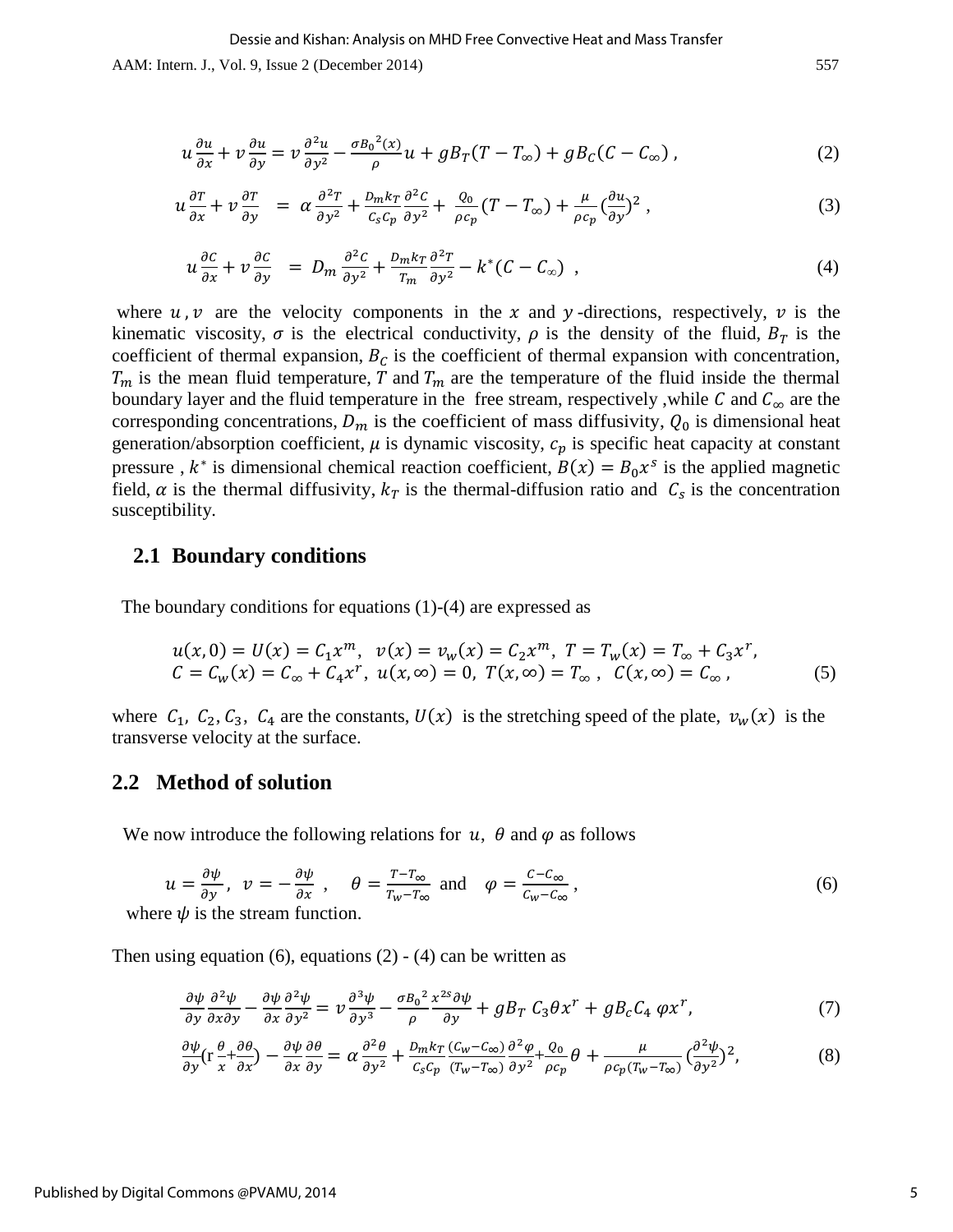$$u\frac{\partial u}{\partial x}+v\frac{\partial u}{\partial y}=\nu\frac{\partial^2 u}{\partial y^2}-\frac{\sigma {B_0}^2(x)}{\rho}u+gB_T(T-T_\infty)+gB_C(C-C_\infty)\ , \tag{2}$$

$$u\frac{\partial T}{\partial x}+v\frac{\partial T}{\partial y}\ \ =\alpha\frac{\partial^2 T}{\partial y^2}+\frac{D_m k_T}{C_s C_p}\frac{\partial^2 C}{\partial y^2}+\ \frac{Q_0}{\rho c_p}(T-T_\infty)+\frac{\mu}{\rho c_p}(\frac{\partial u}{\partial y})^2\ , \tag{3}$$

$$u\frac{\partial C}{\partial x}+v\frac{\partial C}{\partial y}\ \ =D_m\frac{\partial^2 C}{\partial y^2}+\frac{D_m k_T}{T_m}\frac{\partial^2 T}{\partial y^2}-k^*(C-C_\infty)\ \ , \tag{4}$$

where $u, v$ are the velocity components in the $x$ and $y$-directions, respectively, $\nu$ is the kinematic viscosity, $\sigma$ is the electrical conductivity, $\rho$ is the density of the fluid, $B_T$ is the coefficient of thermal expansion, $B_C$ is the coefficient of thermal expansion with concentration, $T_m$ is the mean fluid temperature, $T$ and $T_m$ are the temperature of the fluid inside the thermal boundary layer and the fluid temperature in the free stream, respectively ,while $C$ and $C_\infty$ are the corresponding concentrations, $D_m$ is the coefficient of mass diffusivity, $Q_0$ is dimensional heat generation/absorption coefficient, $\mu$ is dynamic viscosity, $c_p$ is specific heat capacity at constant pressure , $k^*$ is dimensional chemical reaction coefficient, $B(x)=B_0x^s$ is the applied magnetic field, $\alpha$ is the thermal diffusivity, $k_T$ is the thermal-diffusion ratio and $C_s$ is the concentration susceptibility.

## 2.1 Boundary conditions

The boundary conditions for equations (1)-(4) are expressed as

$$\begin{aligned}&u(x,0)=U(x)=C_1x^m,\ \ v(x)=v_w(x)=C_2x^m,\ T=T_w(x)=T_\infty+C_3x^r,\\&C=C_w(x)=C_\infty+C_4x^r,\ u(x,\infty)=0,\ T(x,\infty)=T_\infty\ ,\ \ C(x,\infty)=C_\infty\ ,\end{aligned} \tag{5}$$

where $C_1,\ C_2, C_3,\ C_4$ are the constants, $U(x)$ is the stretching speed of the plate, $v_w(x)$ is the transverse velocity at the surface.

## 2.2 Method of solution

We now introduce the following relations for $u,\ \theta$ and $\varphi$ as follows

$$u=\frac{\partial\psi}{\partial y},\ \ v=-\frac{\partial\psi}{\partial x}\ ,\quad \theta=\frac{T-T_\infty}{T_w-T_\infty}\ \text{and}\quad \varphi=\frac{C-C_\infty}{C_w-C_\infty}\ , \tag{6}$$

where $\psi$ is the stream function.

Then using equation (6), equations (2) - (4) can be written as

$$\frac{\partial\psi}{\partial y}\frac{\partial^2\psi}{\partial x\partial y}-\frac{\partial\psi}{\partial x}\frac{\partial^2\psi}{\partial y^2}=\nu\frac{\partial^3\psi}{\partial y^3}-\frac{\sigma {B_0}^2}{\rho}\frac{x^{2s}\partial\psi}{\partial y}+gB_T\ C_3\theta x^r+gB_cC_4\ \varphi x^r, \tag{7}$$

$$\frac{\partial\psi}{\partial y}(\mathrm{r}\frac{\theta}{x}+\frac{\partial\theta}{\partial x})-\frac{\partial\psi}{\partial x}\frac{\partial\theta}{\partial y}=\alpha\frac{\partial^2\theta}{\partial y^2}+\frac{D_m k_T}{C_sC_p}\frac{(C_w-C_\infty)}{(T_w-T_\infty)}\frac{\partial^2\varphi}{\partial y^2}+\frac{Q_0}{\rho c_p}\theta+\frac{\mu}{\rho c_p(T_w-T_\infty)}(\frac{\partial^2\psi}{\partial y^2})^2, \tag{8}$$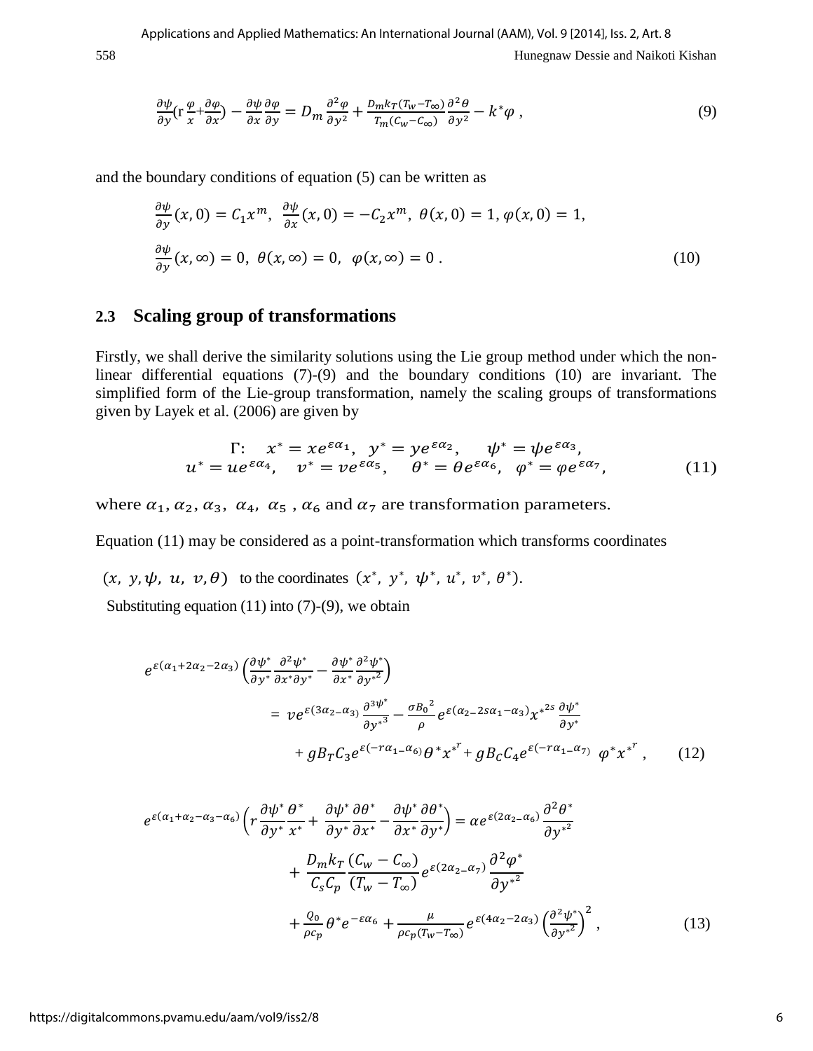$$\frac{\partial\psi}{\partial y}\left(r\frac{\varphi}{x}+\frac{\partial\varphi}{\partial x}\right)-\frac{\partial\psi}{\partial x}\frac{\partial\varphi}{\partial y}=D_m\frac{\partial^2\varphi}{\partial y^2}+\frac{D_m k_T(T_w-T_\infty)}{T_m(C_w-C_\infty)}\frac{\partial^2\theta}{\partial y^2}-k^*\varphi\,, \tag{9}$$

and the boundary conditions of equation (5) can be written as

$$\frac{\partial\psi}{\partial y}(x,0)=C_1x^m,\ \ \frac{\partial\psi}{\partial x}(x,0)=-C_2x^m,\ \theta(x,0)=1,\ \varphi(x,0)=1,$$

$$\frac{\partial\psi}{\partial y}(x,\infty)=0,\ \ \theta(x,\infty)=0,\ \ \varphi(x,\infty)=0\,. \tag{10}$$

## 2.3 Scaling group of transformations

Firstly, we shall derive the similarity solutions using the Lie group method under which the non-linear differential equations (7)-(9) and the boundary conditions (10) are invariant. The simplified form of the Lie-group transformation, namely the scaling groups of transformations given by Layek et al. (2006) are given by

$$\begin{gathered}\Gamma:\quad x^*=xe^{\varepsilon\alpha_1},\ \ y^*=ye^{\varepsilon\alpha_2},\quad \psi^*=\psi e^{\varepsilon\alpha_3},\\ u^*=ue^{\varepsilon\alpha_4},\quad v^*=ve^{\varepsilon\alpha_5},\quad \theta^*=\theta e^{\varepsilon\alpha_6},\ \ \varphi^*=\varphi e^{\varepsilon\alpha_7},\end{gathered} \tag{11}$$

where $\alpha_1, \alpha_2, \alpha_3,\ \alpha_4,\ \alpha_5$ , $\alpha_6$ and $\alpha_7$ are transformation parameters.

Equation (11) may be considered as a point-transformation which transforms coordinates

$(x,\ y, \psi,\ u,\ v, \theta)$ to the coordinates $(x^*,\ y^*,\ \psi^*,\ u^*,\ v^*,\ \theta^*)$.

Substituting equation (11) into (7)-(9), we obtain

$$\begin{aligned}e^{\varepsilon(\alpha_1+2\alpha_2-2\alpha_3)}\left(\frac{\partial\psi^*}{\partial y^*}\frac{\partial^2\psi^*}{\partial x^*\partial y^*}-\frac{\partial\psi^*}{\partial x^*}\frac{\partial^2\psi^*}{\partial {y^*}^2}\right)&\\ = \nu e^{\varepsilon(3\alpha_2-\alpha_3)}\frac{\partial^3\psi^*}{\partial {y^*}^3}-\frac{\sigma {B_0}^2}{\rho}&e^{\varepsilon(\alpha_2-2s\alpha_1-\alpha_3)}{x^*}^{2s}\frac{\partial\psi^*}{\partial y^*}\\ +gB_TC_3e^{\varepsilon(-r\alpha_1-\alpha_6)}\theta^*{x^*}^r&+gB_CC_4e^{\varepsilon(-r\alpha_1-\alpha_7)}\ \varphi^*{x^*}^r\,,\end{aligned} \tag{12}$$

$$\begin{aligned}e^{\varepsilon(\alpha_1+\alpha_2-\alpha_3-\alpha_6)}\left(r\frac{\partial\psi^*}{\partial y^*}\frac{\theta^*}{x^*}+\frac{\partial\psi^*}{\partial y^*}\frac{\partial\theta^*}{\partial x^*}-\frac{\partial\psi^*}{\partial x^*}\frac{\partial\theta^*}{\partial y^*}\right)&=\alpha e^{\varepsilon(2\alpha_2-\alpha_6)}\frac{\partial^2\theta^*}{\partial {y^*}^2}\\ &+\frac{D_mk_T}{C_sC_p}\frac{(C_w-C_\infty)}{(T_w-T_\infty)}e^{\varepsilon(2\alpha_2-\alpha_7)}\frac{\partial^2\varphi^*}{\partial {y^*}^2}\\ &+\frac{Q_0}{\rho c_p}\theta^*e^{-\varepsilon\alpha_6}+\frac{\mu}{\rho c_p(T_w-T_\infty)}e^{\varepsilon(4\alpha_2-2\alpha_3)}\left(\frac{\partial^2\psi^*}{\partial {y^*}^2}\right)^2\,,\end{aligned} \tag{13}$$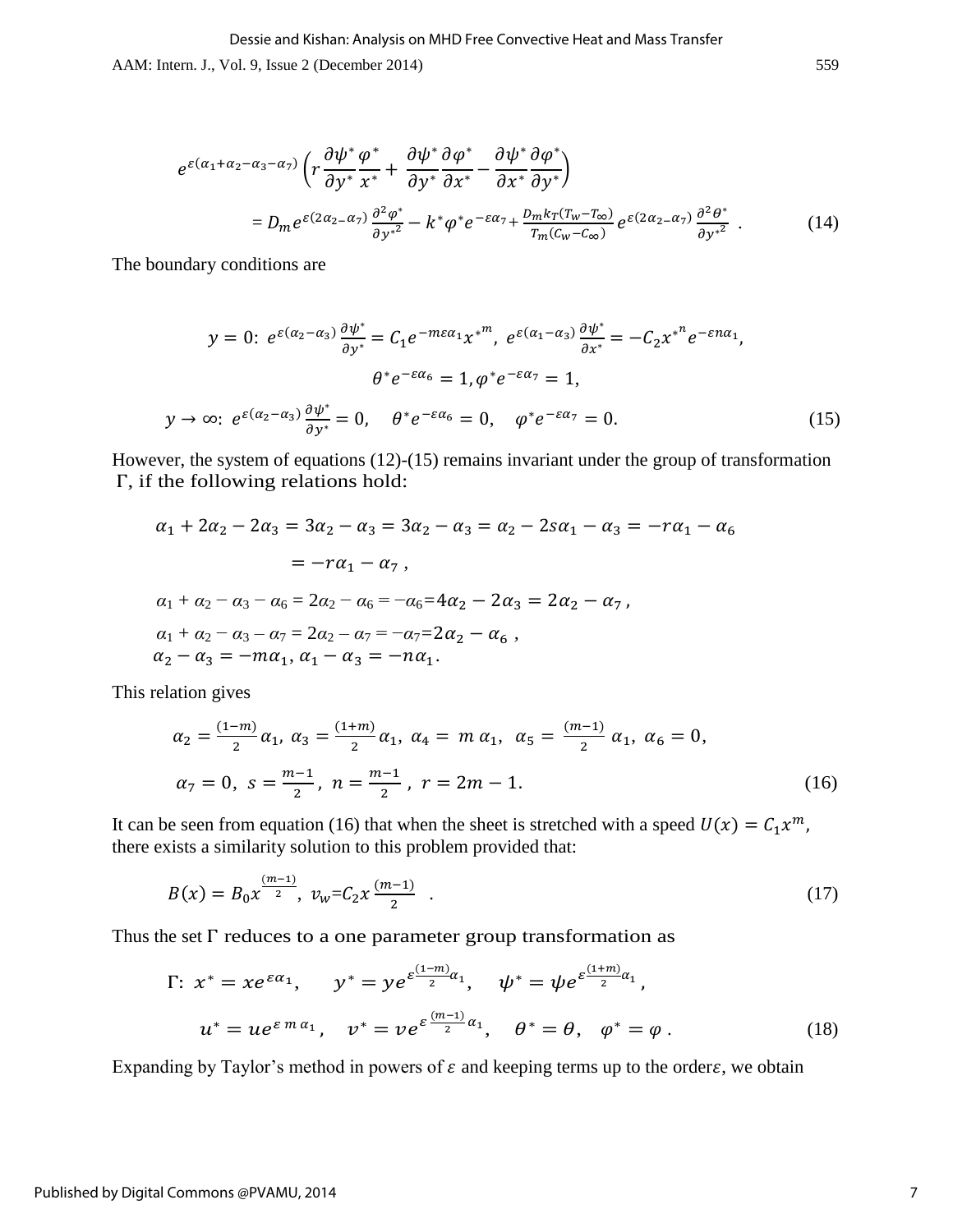$$e^{\varepsilon(\alpha_1+\alpha_2-\alpha_3-\alpha_7)}\left(r\frac{\partial\psi^*}{\partial y^*}\frac{\varphi^*}{x^*}+\frac{\partial\psi^*}{\partial y^*}\frac{\partial\varphi^*}{\partial x^*}-\frac{\partial\psi^*}{\partial x^*}\frac{\partial\varphi^*}{\partial y^*}\right)$$
$$=D_m e^{\varepsilon(2\alpha_2-\alpha_7)}\frac{\partial^2\varphi^*}{\partial y^{*2}}-k^*\varphi^* e^{-\varepsilon\alpha_7}+\frac{D_m k_T(T_w-T_\infty)}{T_m(C_w-C_\infty)}e^{\varepsilon(2\alpha_2-\alpha_7)}\frac{\partial^2\theta^*}{\partial y^{*2}}\ . \tag{14}$$

The boundary conditions are

$$y=0:\ e^{\varepsilon(\alpha_2-\alpha_3)}\frac{\partial\psi^*}{\partial y^*}=C_1e^{-m\varepsilon\alpha_1}x^{*m},\ e^{\varepsilon(\alpha_1-\alpha_3)}\frac{\partial\psi^*}{\partial x^*}=-C_2x^{*n}e^{-\varepsilon n\alpha_1},$$
$$\theta^* e^{-\varepsilon\alpha_6}=1,\varphi^* e^{-\varepsilon\alpha_7}=1,$$
$$y\to\infty:\ e^{\varepsilon(\alpha_2-\alpha_3)}\frac{\partial\psi^*}{\partial y^*}=0,\quad \theta^* e^{-\varepsilon\alpha_6}=0,\quad \varphi^* e^{-\varepsilon\alpha_7}=0. \tag{15}$$

However, the system of equations (12)-(15) remains invariant under the group of transformation $\Gamma$, if the following relations hold:

$$\alpha_1+2\alpha_2-2\alpha_3=3\alpha_2-\alpha_3=3\alpha_2-\alpha_3=\alpha_2-2s\alpha_1-\alpha_3=-r\alpha_1-\alpha_6$$
$$=-r\alpha_1-\alpha_7\ ,$$
$$\alpha_1+\alpha_2-\alpha_3-\alpha_6=2\alpha_2-\alpha_6=-\alpha_6=4\alpha_2-2\alpha_3=2\alpha_2-\alpha_7\ ,$$
$$\alpha_1+\alpha_2-\alpha_3-\alpha_7=2\alpha_2-\alpha_7=-\alpha_7=2\alpha_2-\alpha_6\ ,$$
$$\alpha_2-\alpha_3=-m\alpha_1,\ \alpha_1-\alpha_3=-n\alpha_1.$$

This relation gives

$$\alpha_2=\frac{(1-m)}{2}\alpha_1,\ \alpha_3=\frac{(1+m)}{2}\alpha_1,\ \alpha_4=m\,\alpha_1,\ \alpha_5=\frac{(m-1)}{2}\alpha_1,\ \alpha_6=0,$$
$$\alpha_7=0,\ s=\frac{m-1}{2},\ n=\frac{m-1}{2},\ r=2m-1. \tag{16}$$

It can be seen from equation (16) that when the sheet is stretched with a speed $U(x)=C_1x^m$, there exists a similarity solution to this problem provided that:

$$B(x)=B_0x^{\frac{(m-1)}{2}},\ v_w=C_2x^{\frac{(m-1)}{2}}\ . \tag{17}$$

Thus the set $\Gamma$ reduces to a one parameter group transformation as

$$\Gamma:\ x^*=xe^{\varepsilon\alpha_1},\quad y^*=ye^{\varepsilon\frac{(1-m)}{2}\alpha_1},\quad \psi^*=\psi e^{\varepsilon\frac{(1+m)}{2}\alpha_1},$$
$$u^*=ue^{\varepsilon m\alpha_1},\quad v^*=ve^{\varepsilon\frac{(m-1)}{2}\alpha_1},\quad \theta^*=\theta,\quad \varphi^*=\varphi\ . \tag{18}$$

Expanding by Taylor's method in powers of $\varepsilon$ and keeping terms up to the order $\varepsilon$, we obtain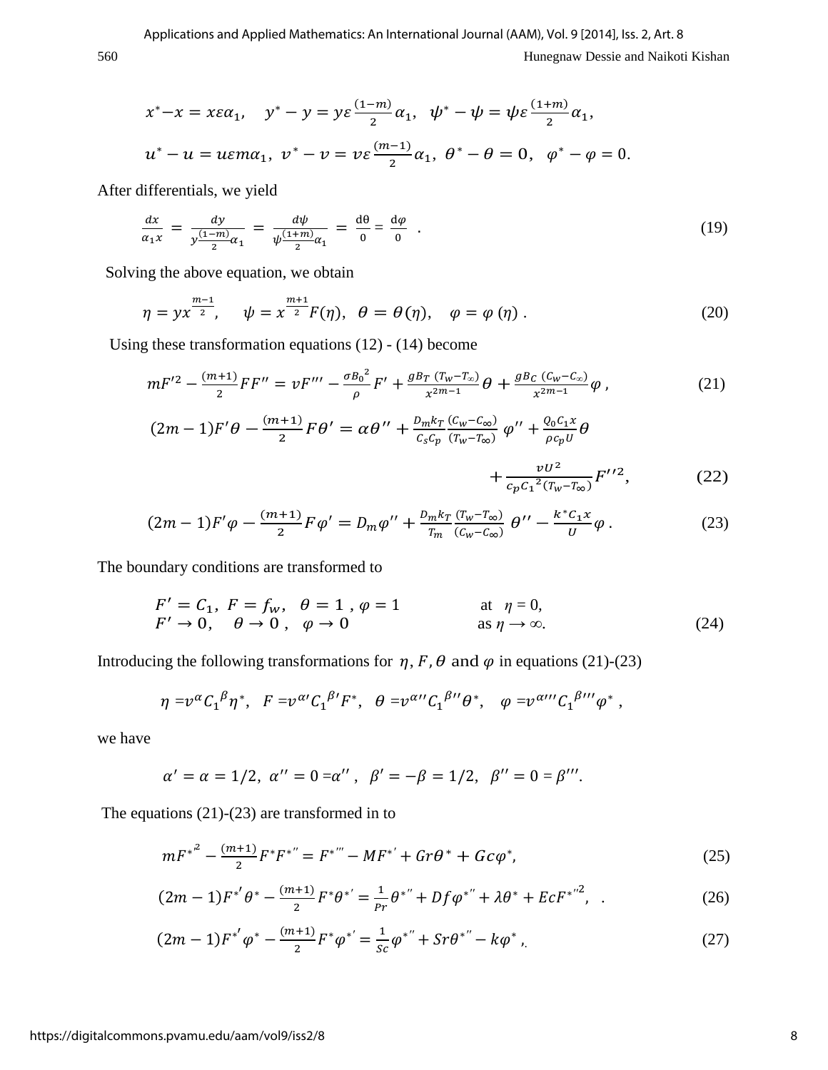$$x^{*} - x = x\varepsilon\alpha_1, \quad y^{*} - y = y\varepsilon\frac{(1-m)}{2}\alpha_1, \quad \psi^{*} - \psi = \psi\varepsilon\frac{(1+m)}{2}\alpha_1,$$

$$u^{*} - u = u\varepsilon m\alpha_1, \; v^{*} - v = v\varepsilon\frac{(m-1)}{2}\alpha_1, \; \theta^{*} - \theta = 0, \quad \varphi^{*} - \varphi = 0.$$

After differentials, we yield

$$\frac{dx}{\alpha_1 x} = \frac{dy}{y\frac{(1-m)}{2}\alpha_1} = \frac{d\psi}{\psi\frac{(1+m)}{2}\alpha_1} = \frac{d\theta}{0} = \frac{d\varphi}{0} \quad . \tag{19}$$

Solving the above equation, we obtain

$$\eta = yx^{\frac{m-1}{2}}, \quad \psi = x^{\frac{m+1}{2}}F(\eta), \quad \theta = \theta(\eta), \quad \varphi = \varphi(\eta) \,. \tag{20}$$

Using these transformation equations (12) - (14) become

$$mF'^2 - \frac{(m+1)}{2}FF'' = vF''' - \frac{\sigma {B_0}^2}{\rho}F' + \frac{gB_T\,(T_w - T_\infty)}{x^{2m-1}}\theta + \frac{gB_C\,(C_w - C_\infty)}{x^{2m-1}}\varphi \,, \tag{21}$$

$$(2m-1)F'\theta - \frac{(m+1)}{2}F\theta' = \alpha\theta'' + \frac{D_m k_T}{C_s C_p}\frac{(C_w - C_\infty)}{(T_w - T_\infty)}\varphi'' + \frac{Q_0 C_1 x}{\rho c_p U}\theta + \frac{vU^2}{c_p {C_1}^2 (T_w - T_\infty)}F''^2, \tag{22}$$

$$(2m-1)F'\varphi - \frac{(m+1)}{2}F\varphi' = D_m\varphi'' + \frac{D_m k_T}{T_m}\frac{(T_w - T_\infty)}{(C_w - C_\infty)}\theta'' - \frac{k^{*}C_1 x}{U}\varphi \,. \tag{23}$$

The boundary conditions are transformed to

$$\begin{aligned} &F' = C_1, \; F = f_w, \quad \theta = 1 \,, \varphi = 1 \qquad && \text{at } \eta = 0, \\ &F' \to 0, \quad \theta \to 0 \,, \quad \varphi \to 0 && \text{as } \eta \to \infty. \end{aligned} \tag{24}$$

Introducing the following transformations for $\eta, F, \theta$ and $\varphi$ in equations (21)-(23)

$$\eta = v^{\alpha}{C_1}^{\beta}\eta^{*}, \quad F = v^{\alpha'}{C_1}^{\beta'}F^{*}, \quad \theta = v^{\alpha''}{C_1}^{\beta''}\theta^{*}, \quad \varphi = v^{\alpha'''}{C_1}^{\beta'''}\varphi^{*} \,,$$

we have

$$\alpha' = \alpha = 1/2, \; \alpha'' = 0 = \alpha'' \,, \quad \beta' = -\beta = 1/2, \quad \beta'' = 0 = \beta'''.$$

The equations (21)-(23) are transformed in to

$$mF^{*'^2} - \frac{(m+1)}{2}F^{*}F^{*''} = F^{*'''} - MF^{*'} + Gr\theta^{*} + Gc\varphi^{*}, \tag{25}$$

$$(2m-1)F^{*'}\theta^{*} - \frac{(m+1)}{2}F^{*}\theta^{*'} = \frac{1}{Pr}\theta^{*''} + Df\varphi^{*''} + \lambda\theta^{*} + EcF^{*''^2}, \quad . \tag{26}$$

$$(2m-1)F^{*'}\varphi^{*} - \frac{(m+1)}{2}F^{*}\varphi^{*'} = \frac{1}{Sc}\varphi^{*''} + Sr\theta^{*''} - k\varphi^{*} \,,. \tag{27}$$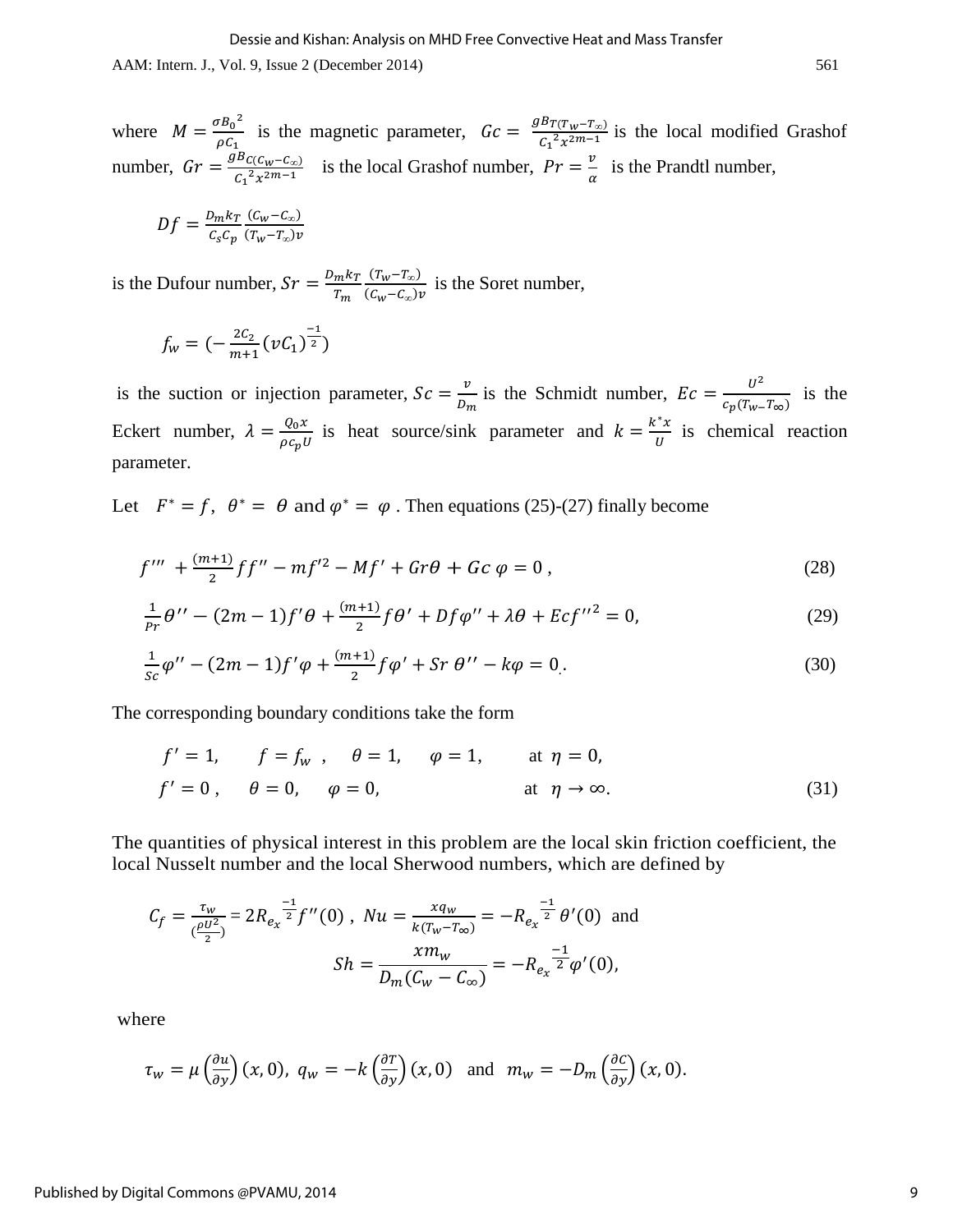where $M = \frac{\sigma {B_0}^2}{\rho C_1}$ is the magnetic parameter, $Gc = \frac{g B_{T(T_w - T_\infty)}}{{C_1}^2 x^{2m-1}}$ is the local modified Grashof number, $Gr = \frac{g B_{C(C_w - C_\infty)}}{{C_1}^2 x^{2m-1}}$ is the local Grashof number, $Pr = \frac{v}{\alpha}$ is the Prandtl number,

$$Df = \frac{D_m k_T}{C_s C_p} \frac{(C_w - C_\infty)}{(T_w - T_\infty) v}$$

is the Dufour number, $Sr = \frac{D_m k_T}{T_m} \frac{(T_w - T_\infty)}{(C_w - C_\infty) v}$ is the Soret number,

$$f_w = \left(-\frac{2C_2}{m+1} (vC_1)^{\frac{-1}{2}}\right)$$

is the suction or injection parameter, $Sc = \frac{v}{D_m}$ is the Schmidt number, $Ec = \frac{U^2}{c_p (T_w - T_\infty)}$ is the Eckert number, $\lambda = \frac{Q_0 x}{\rho c_p U}$ is heat source/sink parameter and $k = \frac{k^* x}{U}$ is chemical reaction parameter.

Let $F^* = f$, $\theta^* = \theta$ and $\varphi^* = \varphi$ . Then equations (25)-(27) finally become

$$f''' + \frac{(m+1)}{2} f f'' - m f'^2 - M f' + Gr\theta + Gc\,\varphi = 0\,, \tag{28}$$

$$\frac{1}{Pr}\theta'' - (2m-1) f'\theta + \frac{(m+1)}{2} f\theta' + Df\varphi'' + \lambda\theta + Ec f''^2 = 0, \tag{29}$$

$$\frac{1}{Sc}\varphi'' - (2m-1) f'\varphi + \frac{(m+1)}{2} f\varphi' + Sr\,\theta'' - k\varphi = 0.. \tag{30}$$

The corresponding boundary conditions take the form

$$\begin{aligned} f' = 1, \quad f = f_w\,, \quad \theta = 1, \quad \varphi = 1, \quad &\text{at } \eta = 0, \\ f' = 0\,, \quad \theta = 0, \quad \varphi = 0, \quad &\text{at } \eta \to \infty. \end{aligned} \tag{31}$$

The quantities of physical interest in this problem are the local skin friction coefficient, the local Nusselt number and the local Sherwood numbers, which are defined by

$$C_f = \frac{\tau_w}{\left(\frac{\rho U^2}{2}\right)} = 2{R_{e_x}}^{\frac{-1}{2}} f''(0)\,,\ Nu = \frac{x q_w}{k(T_w - T_\infty)} = -{R_{e_x}}^{\frac{-1}{2}}\theta'(0) \text{ and}$$

$$Sh = \frac{x m_w}{D_m (C_w - C_\infty)} = -{R_{e_x}}^{\frac{-1}{2}}\varphi'(0),$$

where

$$\tau_w = \mu\left(\frac{\partial u}{\partial y}\right)(x,0),\ q_w = -k\left(\frac{\partial T}{\partial y}\right)(x,0) \text{ and } m_w = -D_m\left(\frac{\partial C}{\partial y}\right)(x,0).$$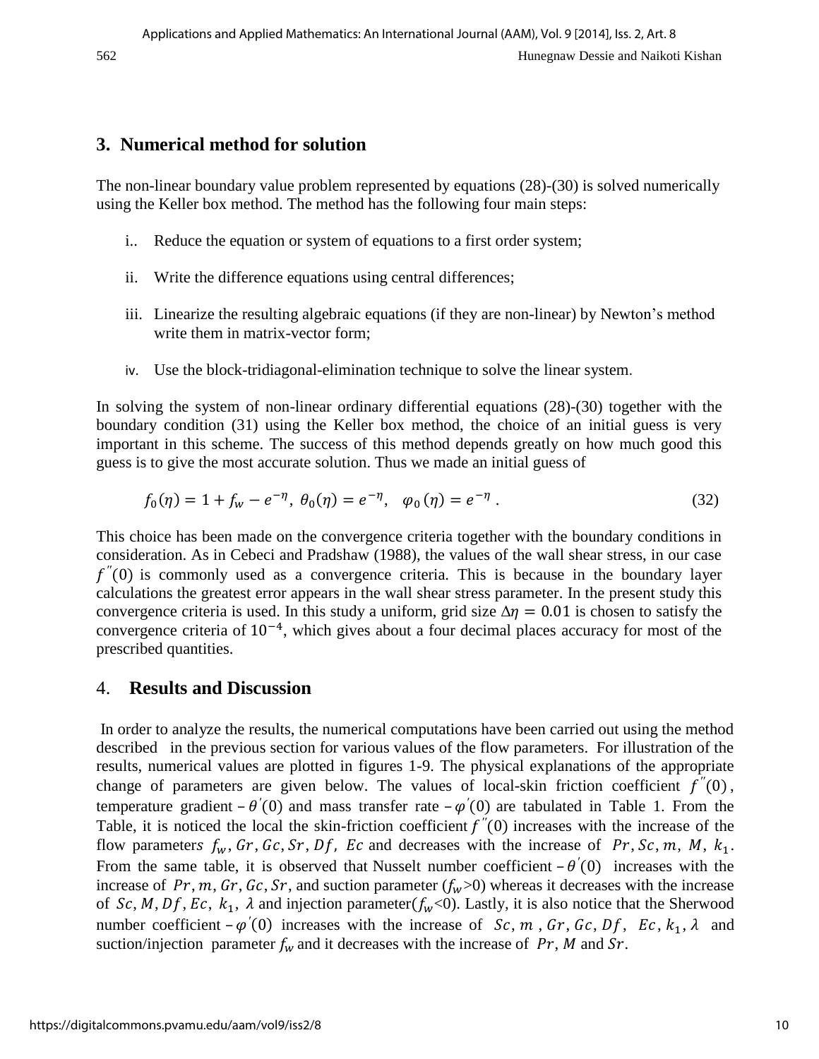## 3. Numerical method for solution

The non-linear boundary value problem represented by equations (28)-(30) is solved numerically using the Keller box method. The method has the following four main steps:

i.. Reduce the equation or system of equations to a first order system;

ii. Write the difference equations using central differences;

iii. Linearize the resulting algebraic equations (if they are non-linear) by Newton's method write them in matrix-vector form;

iv. Use the block-tridiagonal-elimination technique to solve the linear system.

In solving the system of non-linear ordinary differential equations (28)-(30) together with the boundary condition (31) using the Keller box method, the choice of an initial guess is very important in this scheme. The success of this method depends greatly on how much good this guess is to give the most accurate solution. Thus we made an initial guess of

$$f_0(\eta) = 1 + f_w - e^{-\eta},\ \theta_0(\eta) = e^{-\eta},\quad \varphi_0(\eta) = e^{-\eta}\ . \tag{32}$$

This choice has been made on the convergence criteria together with the boundary conditions in consideration. As in Cebeci and Pradshaw (1988), the values of the wall shear stress, in our case $f''(0)$ is commonly used as a convergence criteria. This is because in the boundary layer calculations the greatest error appears in the wall shear stress parameter. In the present study this convergence criteria is used. In this study a uniform, grid size $\Delta\eta = 0.01$ is chosen to satisfy the convergence criteria of $10^{-4}$, which gives about a four decimal places accuracy for most of the prescribed quantities.

## 4. Results and Discussion

In order to analyze the results, the numerical computations have been carried out using the method described in the previous section for various values of the flow parameters. For illustration of the results, numerical values are plotted in figures 1-9. The physical explanations of the appropriate change of parameters are given below. The values of local-skin friction coefficient $f''(0)$, temperature gradient $-\theta'(0)$ and mass transfer rate $-\varphi'(0)$ are tabulated in Table 1. From the Table, it is noticed the local the skin-friction coefficient $f''(0)$ increases with the increase of the flow parameters $f_w, Gr, Gc, Sr, Df,\ Ec$ and decreases with the increase of $Pr, Sc, m,\ M,\ k_1$. From the same table, it is observed that Nusselt number coefficient $-\theta'(0)$ increases with the increase of $Pr, m, Gr, Gc, Sr$, and suction parameter ($f_w$>0) whereas it decreases with the increase of $Sc, M, Df, Ec,\ k_1,\ \lambda$ and injection parameter($f_w$<0). Lastly, it is also notice that the Sherwood number coefficient $-\varphi'(0)$ increases with the increase of $Sc, m\ , Gr, Gc, Df,\ \ Ec, k_1, \lambda$ and suction/injection parameter $f_w$ and it decreases with the increase of $Pr, M$ and $Sr$.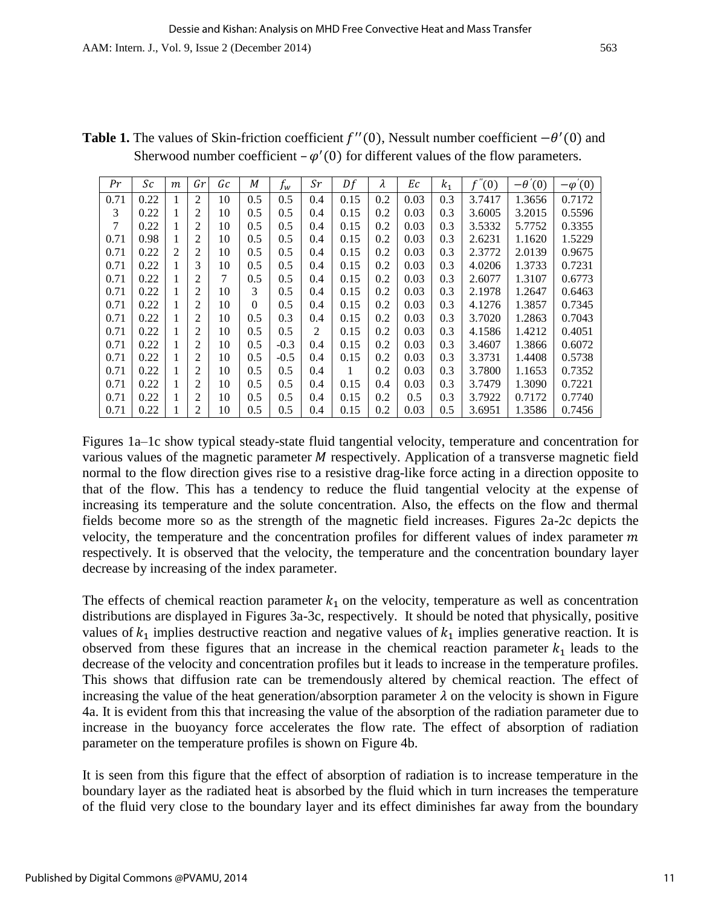**Table 1.** The values of Skin-friction coefficient $f''(0)$, Nessult number coefficient $-\theta'(0)$ and Sherwood number coefficient $-\varphi'(0)$ for different values of the flow parameters.

| $Pr$ | $Sc$ | $m$ | $Gr$ | $Gc$ | $M$ | $f_w$ | $Sr$ | $Df$ | $\lambda$ | $Ec$ | $k_1$ | $f''(0)$ | $-\theta'(0)$ | $-\varphi'(0)$ |
|---|---|---|---|---|---|---|---|---|---|---|---|---|---|---|
| 0.71 | 0.22 | 1 | 2 | 10 | 0.5 | 0.5 | 0.4 | 0.15 | 0.2 | 0.03 | 0.3 | 3.7417 | 1.3656 | 0.7172 |
| 3 | 0.22 | 1 | 2 | 10 | 0.5 | 0.5 | 0.4 | 0.15 | 0.2 | 0.03 | 0.3 | 3.6005 | 3.2015 | 0.5596 |
| 7 | 0.22 | 1 | 2 | 10 | 0.5 | 0.5 | 0.4 | 0.15 | 0.2 | 0.03 | 0.3 | 3.5332 | 5.7752 | 0.3355 |
| 0.71 | 0.98 | 1 | 2 | 10 | 0.5 | 0.5 | 0.4 | 0.15 | 0.2 | 0.03 | 0.3 | 2.6231 | 1.1620 | 1.5229 |
| 0.71 | 0.22 | 2 | 2 | 10 | 0.5 | 0.5 | 0.4 | 0.15 | 0.2 | 0.03 | 0.3 | 2.3772 | 2.0139 | 0.9675 |
| 0.71 | 0.22 | 1 | 3 | 10 | 0.5 | 0.5 | 0.4 | 0.15 | 0.2 | 0.03 | 0.3 | 4.0206 | 1.3733 | 0.7231 |
| 0.71 | 0.22 | 1 | 2 | 7 | 0.5 | 0.5 | 0.4 | 0.15 | 0.2 | 0.03 | 0.3 | 2.6077 | 1.3107 | 0.6773 |
| 0.71 | 0.22 | 1 | 2 | 10 | 3 | 0.5 | 0.4 | 0.15 | 0.2 | 0.03 | 0.3 | 2.1978 | 1.2647 | 0.6463 |
| 0.71 | 0.22 | 1 | 2 | 10 | 0 | 0.5 | 0.4 | 0.15 | 0.2 | 0.03 | 0.3 | 4.1276 | 1.3857 | 0.7345 |
| 0.71 | 0.22 | 1 | 2 | 10 | 0.5 | 0.3 | 0.4 | 0.15 | 0.2 | 0.03 | 0.3 | 3.7020 | 1.2863 | 0.7043 |
| 0.71 | 0.22 | 1 | 2 | 10 | 0.5 | 0.5 | 2 | 0.15 | 0.2 | 0.03 | 0.3 | 4.1586 | 1.4212 | 0.4051 |
| 0.71 | 0.22 | 1 | 2 | 10 | 0.5 | -0.3 | 0.4 | 0.15 | 0.2 | 0.03 | 0.3 | 3.4607 | 1.3866 | 0.6072 |
| 0.71 | 0.22 | 1 | 2 | 10 | 0.5 | -0.5 | 0.4 | 0.15 | 0.2 | 0.03 | 0.3 | 3.3731 | 1.4408 | 0.5738 |
| 0.71 | 0.22 | 1 | 2 | 10 | 0.5 | 0.5 | 0.4 | 1 | 0.2 | 0.03 | 0.3 | 3.7800 | 1.1653 | 0.7352 |
| 0.71 | 0.22 | 1 | 2 | 10 | 0.5 | 0.5 | 0.4 | 0.15 | 0.4 | 0.03 | 0.3 | 3.7479 | 1.3090 | 0.7221 |
| 0.71 | 0.22 | 1 | 2 | 10 | 0.5 | 0.5 | 0.4 | 0.15 | 0.2 | 0.5 | 0.3 | 3.7922 | 0.7172 | 0.7740 |
| 0.71 | 0.22 | 1 | 2 | 10 | 0.5 | 0.5 | 0.4 | 0.15 | 0.2 | 0.03 | 0.5 | 3.6951 | 1.3586 | 0.7456 |

Figures 1a–1c show typical steady-state fluid tangential velocity, temperature and concentration for various values of the magnetic parameter $M$ respectively. Application of a transverse magnetic field normal to the flow direction gives rise to a resistive drag-like force acting in a direction opposite to that of the flow. This has a tendency to reduce the fluid tangential velocity at the expense of increasing its temperature and the solute concentration. Also, the effects on the flow and thermal fields become more so as the strength of the magnetic field increases. Figures 2a-2c depicts the velocity, the temperature and the concentration profiles for different values of index parameter $m$ respectively. It is observed that the velocity, the temperature and the concentration boundary layer decrease by increasing of the index parameter.

The effects of chemical reaction parameter $k_1$ on the velocity, temperature as well as concentration distributions are displayed in Figures 3a-3c, respectively. It should be noted that physically, positive values of $k_1$ implies destructive reaction and negative values of $k_1$ implies generative reaction. It is observed from these figures that an increase in the chemical reaction parameter $k_1$ leads to the decrease of the velocity and concentration profiles but it leads to increase in the temperature profiles. This shows that diffusion rate can be tremendously altered by chemical reaction. The effect of increasing the value of the heat generation/absorption parameter $\lambda$ on the velocity is shown in Figure 4a. It is evident from this that increasing the value of the absorption of the radiation parameter due to increase in the buoyancy force accelerates the flow rate. The effect of absorption of radiation parameter on the temperature profiles is shown on Figure 4b.

It is seen from this figure that the effect of absorption of radiation is to increase temperature in the boundary layer as the radiated heat is absorbed by the fluid which in turn increases the temperature of the fluid very close to the boundary layer and its effect diminishes far away from the boundary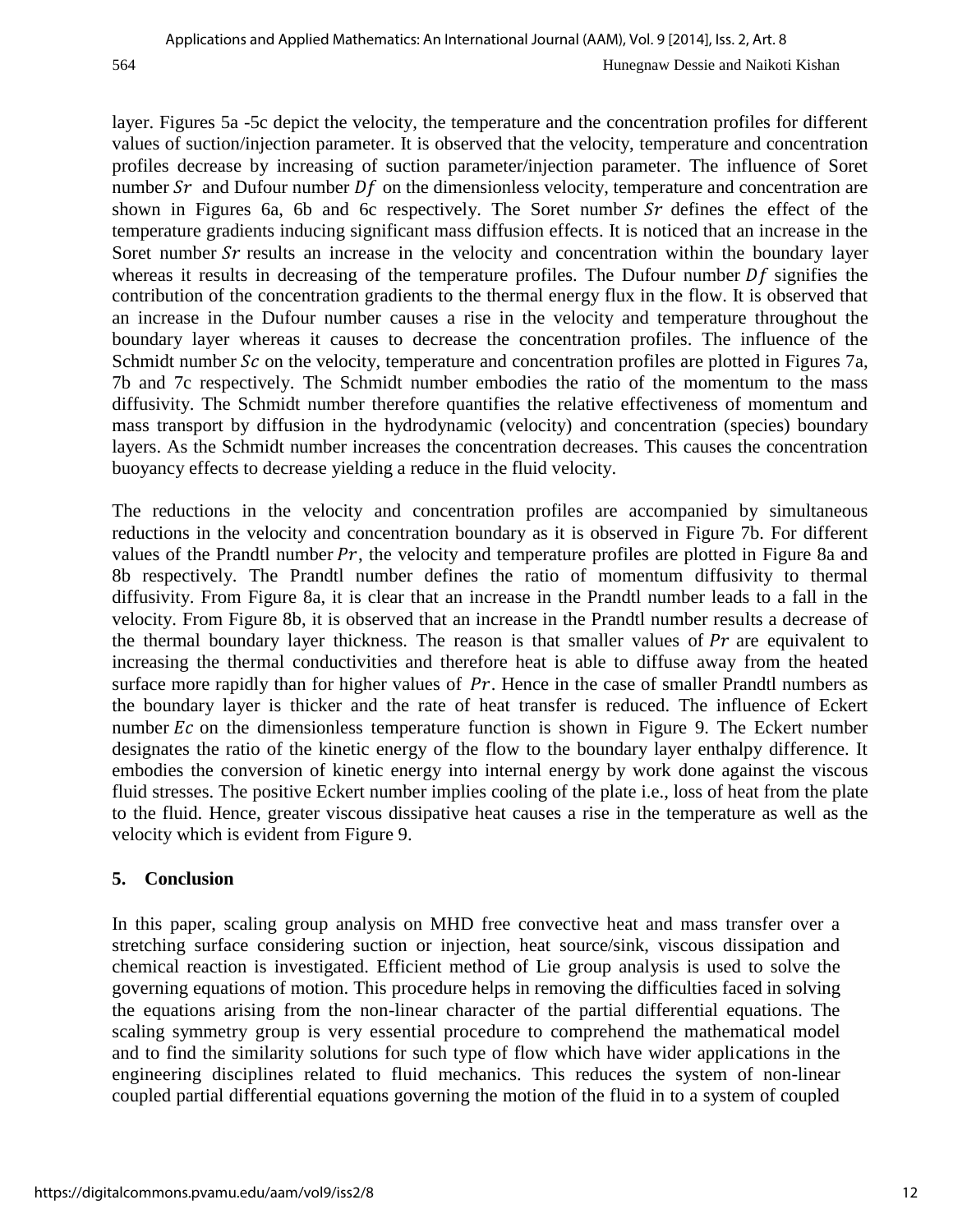layer. Figures 5a -5c depict the velocity, the temperature and the concentration profiles for different values of suction/injection parameter. It is observed that the velocity, temperature and concentration profiles decrease by increasing of suction parameter/injection parameter. The influence of Soret number $Sr$ and Dufour number $Df$ on the dimensionless velocity, temperature and concentration are shown in Figures 6a, 6b and 6c respectively. The Soret number $Sr$ defines the effect of the temperature gradients inducing significant mass diffusion effects. It is noticed that an increase in the Soret number $Sr$ results an increase in the velocity and concentration within the boundary layer whereas it results in decreasing of the temperature profiles. The Dufour number $Df$ signifies the contribution of the concentration gradients to the thermal energy flux in the flow. It is observed that an increase in the Dufour number causes a rise in the velocity and temperature throughout the boundary layer whereas it causes to decrease the concentration profiles. The influence of the Schmidt number $Sc$ on the velocity, temperature and concentration profiles are plotted in Figures 7a, 7b and 7c respectively. The Schmidt number embodies the ratio of the momentum to the mass diffusivity. The Schmidt number therefore quantifies the relative effectiveness of momentum and mass transport by diffusion in the hydrodynamic (velocity) and concentration (species) boundary layers. As the Schmidt number increases the concentration decreases. This causes the concentration buoyancy effects to decrease yielding a reduce in the fluid velocity.

The reductions in the velocity and concentration profiles are accompanied by simultaneous reductions in the velocity and concentration boundary as it is observed in Figure 7b. For different values of the Prandtl number $Pr$, the velocity and temperature profiles are plotted in Figure 8a and 8b respectively. The Prandtl number defines the ratio of momentum diffusivity to thermal diffusivity. From Figure 8a, it is clear that an increase in the Prandtl number leads to a fall in the velocity. From Figure 8b, it is observed that an increase in the Prandtl number results a decrease of the thermal boundary layer thickness. The reason is that smaller values of $Pr$ are equivalent to increasing the thermal conductivities and therefore heat is able to diffuse away from the heated surface more rapidly than for higher values of $Pr$. Hence in the case of smaller Prandtl numbers as the boundary layer is thicker and the rate of heat transfer is reduced. The influence of Eckert number $Ec$ on the dimensionless temperature function is shown in Figure 9. The Eckert number designates the ratio of the kinetic energy of the flow to the boundary layer enthalpy difference. It embodies the conversion of kinetic energy into internal energy by work done against the viscous fluid stresses. The positive Eckert number implies cooling of the plate i.e., loss of heat from the plate to the fluid. Hence, greater viscous dissipative heat causes a rise in the temperature as well as the velocity which is evident from Figure 9.

## 5. Conclusion

In this paper, scaling group analysis on MHD free convective heat and mass transfer over a stretching surface considering suction or injection, heat source/sink, viscous dissipation and chemical reaction is investigated. Efficient method of Lie group analysis is used to solve the governing equations of motion. This procedure helps in removing the difficulties faced in solving the equations arising from the non-linear character of the partial differential equations. The scaling symmetry group is very essential procedure to comprehend the mathematical model and to find the similarity solutions for such type of flow which have wider applications in the engineering disciplines related to fluid mechanics. This reduces the system of non-linear coupled partial differential equations governing the motion of the fluid in to a system of coupled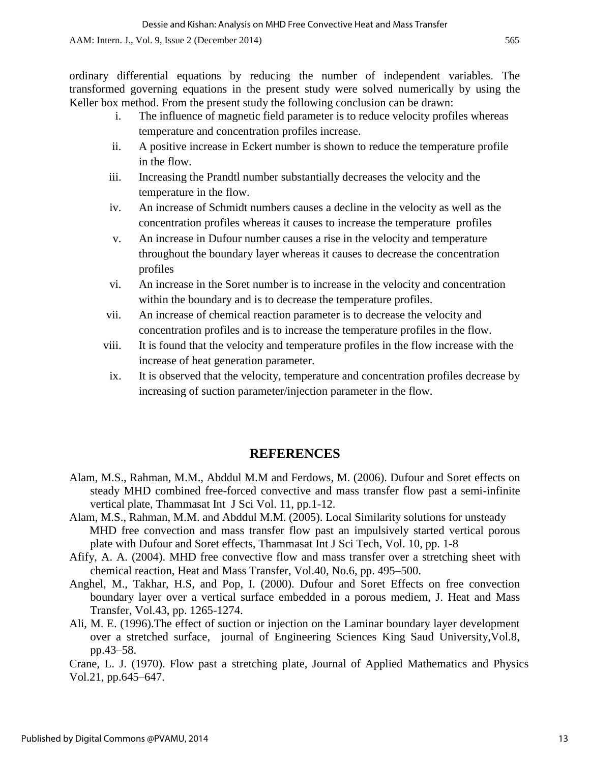ordinary differential equations by reducing the number of independent variables. The transformed governing equations in the present study were solved numerically by using the Keller box method. From the present study the following conclusion can be drawn:

i. The influence of magnetic field parameter is to reduce velocity profiles whereas temperature and concentration profiles increase.
ii. A positive increase in Eckert number is shown to reduce the temperature profile in the flow.
iii. Increasing the Prandtl number substantially decreases the velocity and the temperature in the flow.
iv. An increase of Schmidt numbers causes a decline in the velocity as well as the concentration profiles whereas it causes to increase the temperature profiles
v. An increase in Dufour number causes a rise in the velocity and temperature throughout the boundary layer whereas it causes to decrease the concentration profiles
vi. An increase in the Soret number is to increase in the velocity and concentration within the boundary and is to decrease the temperature profiles.
vii. An increase of chemical reaction parameter is to decrease the velocity and concentration profiles and is to increase the temperature profiles in the flow.
viii. It is found that the velocity and temperature profiles in the flow increase with the increase of heat generation parameter.
ix. It is observed that the velocity, temperature and concentration profiles decrease by increasing of suction parameter/injection parameter in the flow.

## REFERENCES

Alam, M.S., Rahman, M.M., Abddul M.M and Ferdows, M. (2006). Dufour and Soret effects on steady MHD combined free-forced convective and mass transfer flow past a semi-infinite vertical plate, Thammasat Int J Sci Vol. 11, pp.1-12.

Alam, M.S., Rahman, M.M. and Abddul M.M. (2005). Local Similarity solutions for unsteady MHD free convection and mass transfer flow past an impulsively started vertical porous plate with Dufour and Soret effects, Thammasat Int J Sci Tech, Vol. 10, pp. 1-8

Afify, A. A. (2004). MHD free convective flow and mass transfer over a stretching sheet with chemical reaction, Heat and Mass Transfer, Vol.40, No.6, pp. 495–500.

Anghel, M., Takhar, H.S, and Pop, I. (2000). Dufour and Soret Effects on free convection boundary layer over a vertical surface embedded in a porous mediem, J. Heat and Mass Transfer, Vol.43, pp. 1265-1274.

Ali, M. E. (1996).The effect of suction or injection on the Laminar boundary layer development over a stretched surface, journal of Engineering Sciences King Saud University,Vol.8, pp.43–58.

Crane, L. J. (1970). Flow past a stretching plate, Journal of Applied Mathematics and Physics Vol.21, pp.645–647.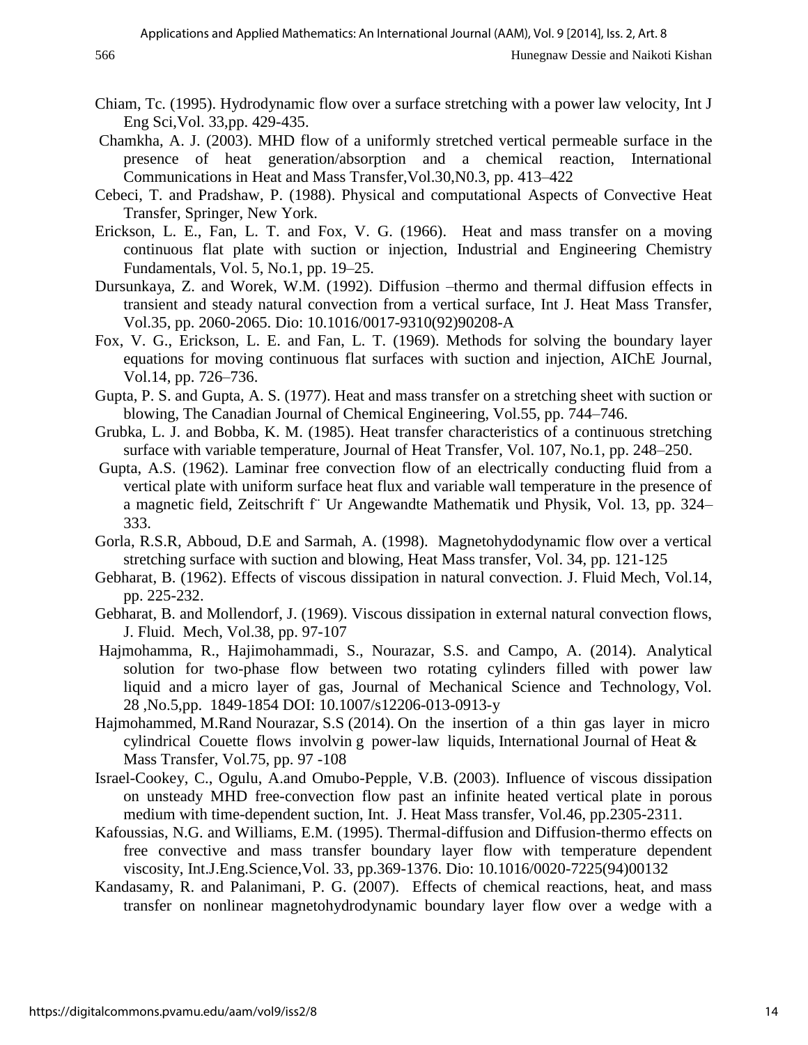Chiam, Tc. (1995). Hydrodynamic flow over a surface stretching with a power law velocity, Int J Eng Sci,Vol. 33,pp. 429-435.

Chamkha, A. J. (2003). MHD flow of a uniformly stretched vertical permeable surface in the presence of heat generation/absorption and a chemical reaction, International Communications in Heat and Mass Transfer,Vol.30,N0.3, pp. 413–422

Cebeci, T. and Pradshaw, P. (1988). Physical and computational Aspects of Convective Heat Transfer, Springer, New York.

Erickson, L. E., Fan, L. T. and Fox, V. G. (1966). Heat and mass transfer on a moving continuous flat plate with suction or injection, Industrial and Engineering Chemistry Fundamentals, Vol. 5, No.1, pp. 19–25.

Dursunkaya, Z. and Worek, W.M. (1992). Diffusion –thermo and thermal diffusion effects in transient and steady natural convection from a vertical surface, Int J. Heat Mass Transfer, Vol.35, pp. 2060-2065. Dio: 10.1016/0017-9310(92)90208-A

Fox, V. G., Erickson, L. E. and Fan, L. T. (1969). Methods for solving the boundary layer equations for moving continuous flat surfaces with suction and injection, AIChE Journal, Vol.14, pp. 726–736.

Gupta, P. S. and Gupta, A. S. (1977). Heat and mass transfer on a stretching sheet with suction or blowing, The Canadian Journal of Chemical Engineering, Vol.55, pp. 744–746.

Grubka, L. J. and Bobba, K. M. (1985). Heat transfer characteristics of a continuous stretching surface with variable temperature, Journal of Heat Transfer, Vol. 107, No.1, pp. 248–250.

Gupta, A.S. (1962). Laminar free convection flow of an electrically conducting fluid from a vertical plate with uniform surface heat flux and variable wall temperature in the presence of a magnetic field, Zeitschrift f¨ Ur Angewandte Mathematik und Physik, Vol. 13, pp. 324–333.

Gorla, R.S.R, Abboud, D.E and Sarmah, A. (1998). Magnetohydodynamic flow over a vertical stretching surface with suction and blowing, Heat Mass transfer, Vol. 34, pp. 121-125

Gebharat, B. (1962). Effects of viscous dissipation in natural convection. J. Fluid Mech, Vol.14, pp. 225-232.

Gebharat, B. and Mollendorf, J. (1969). Viscous dissipation in external natural convection flows, J. Fluid. Mech, Vol.38, pp. 97-107

Hajmohamma, R., Hajimohammadi, S., Nourazar, S.S. and Campo, A. (2014). Analytical solution for two-phase flow between two rotating cylinders filled with power law liquid and a micro layer of gas, Journal of Mechanical Science and Technology, Vol. 28 ,No.5,pp. 1849-1854 DOI: 10.1007/s12206-013-0913-y

Hajmohammed, M.Rand Nourazar, S.S (2014). On the insertion of a thin gas layer in micro cylindrical Couette flows involvin g power-law liquids, International Journal of Heat & Mass Transfer, Vol.75, pp. 97 -108

Israel-Cookey, C., Ogulu, A.and Omubo-Pepple, V.B. (2003). Influence of viscous dissipation on unsteady MHD free-convection flow past an infinite heated vertical plate in porous medium with time-dependent suction, Int. J. Heat Mass transfer, Vol.46, pp.2305-2311.

Kafoussias, N.G. and Williams, E.M. (1995). Thermal-diffusion and Diffusion-thermo effects on free convective and mass transfer boundary layer flow with temperature dependent viscosity, Int.J.Eng.Science,Vol. 33, pp.369-1376. Dio: 10.1016/0020-7225(94)00132

Kandasamy, R. and Palanimani, P. G. (2007). Effects of chemical reactions, heat, and mass transfer on nonlinear magnetohydrodynamic boundary layer flow over a wedge with a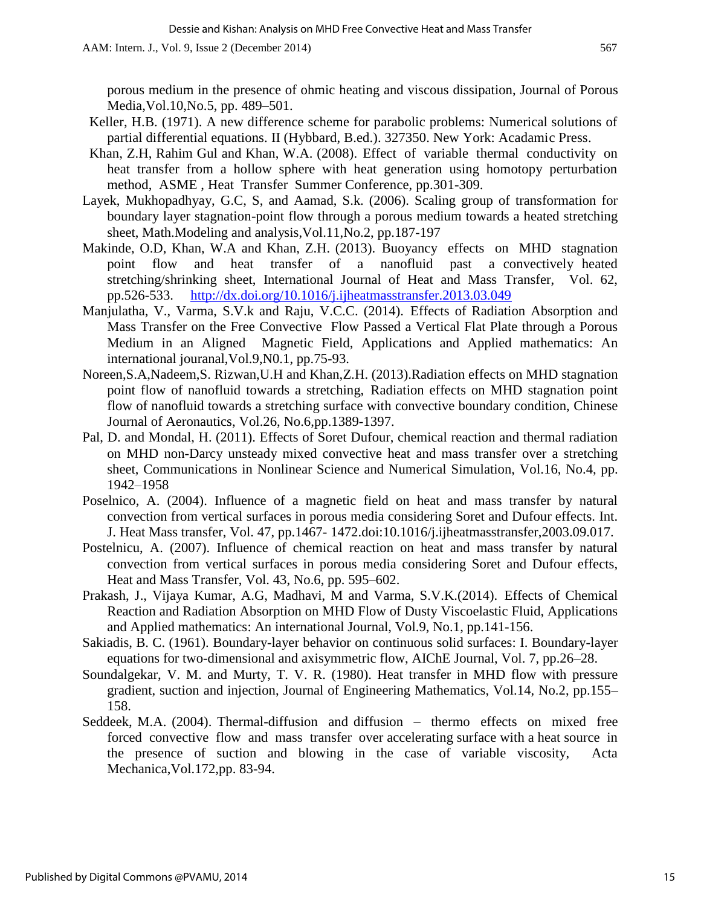porous medium in the presence of ohmic heating and viscous dissipation, Journal of Porous Media,Vol.10,No.5, pp. 489–501.

Keller, H.B. (1971). A new difference scheme for parabolic problems: Numerical solutions of partial differential equations. II (Hybbard, B.ed.). 327350. New York: Acadamic Press.

Khan, Z.H, Rahim Gul and Khan, W.A. (2008). Effect of variable thermal conductivity on heat transfer from a hollow sphere with heat generation using homotopy perturbation method, ASME , Heat Transfer Summer Conference, pp.301-309.

Layek, Mukhopadhyay, G.C, S, and Aamad, S.k. (2006). Scaling group of transformation for boundary layer stagnation-point flow through a porous medium towards a heated stretching sheet, Math.Modeling and analysis,Vol.11,No.2, pp.187-197

Makinde, O.D, Khan, W.A and Khan, Z.H. (2013). Buoyancy effects on MHD stagnation point flow and heat transfer of a nanofluid past a convectively heated stretching/shrinking sheet, International Journal of Heat and Mass Transfer, Vol. 62, pp.526-533. http://dx.doi.org/10.1016/j.ijheatmasstransfer.2013.03.049

Manjulatha, V., Varma, S.V.k and Raju, V.C.C. (2014). Effects of Radiation Absorption and Mass Transfer on the Free Convective Flow Passed a Vertical Flat Plate through a Porous Medium in an Aligned Magnetic Field, Applications and Applied mathematics: An international jouranal,Vol.9,N0.1, pp.75-93.

Noreen,S.A,Nadeem,S. Rizwan,U.H and Khan,Z.H. (2013).Radiation effects on MHD stagnation point flow of nanofluid towards a stretching, Radiation effects on MHD stagnation point flow of nanofluid towards a stretching surface with convective boundary condition, Chinese Journal of Aeronautics, Vol.26, No.6,pp.1389-1397.

Pal, D. and Mondal, H. (2011). Effects of Soret Dufour, chemical reaction and thermal radiation on MHD non-Darcy unsteady mixed convective heat and mass transfer over a stretching sheet, Communications in Nonlinear Science and Numerical Simulation, Vol.16, No.4, pp. 1942–1958

Poselnico, A. (2004). Influence of a magnetic field on heat and mass transfer by natural convection from vertical surfaces in porous media considering Soret and Dufour effects. Int. J. Heat Mass transfer, Vol. 47, pp.1467- 1472.doi:10.1016/j.ijheatmasstransfer,2003.09.017.

Postelnicu, A. (2007). Influence of chemical reaction on heat and mass transfer by natural convection from vertical surfaces in porous media considering Soret and Dufour effects, Heat and Mass Transfer, Vol. 43, No.6, pp. 595–602.

Prakash, J., Vijaya Kumar, A.G, Madhavi, M and Varma, S.V.K.(2014). Effects of Chemical Reaction and Radiation Absorption on MHD Flow of Dusty Viscoelastic Fluid, Applications and Applied mathematics: An international Journal, Vol.9, No.1, pp.141-156.

Sakiadis, B. C. (1961). Boundary-layer behavior on continuous solid surfaces: I. Boundary-layer equations for two-dimensional and axisymmetric flow, AIChE Journal, Vol. 7, pp.26–28.

Soundalgekar, V. M. and Murty, T. V. R. (1980). Heat transfer in MHD flow with pressure gradient, suction and injection, Journal of Engineering Mathematics, Vol.14, No.2, pp.155–158.

Seddeek, M.A. (2004). Thermal-diffusion and diffusion – thermo effects on mixed free forced convective flow and mass transfer over accelerating surface with a heat source in the presence of suction and blowing in the case of variable viscosity, Acta Mechanica,Vol.172,pp. 83-94.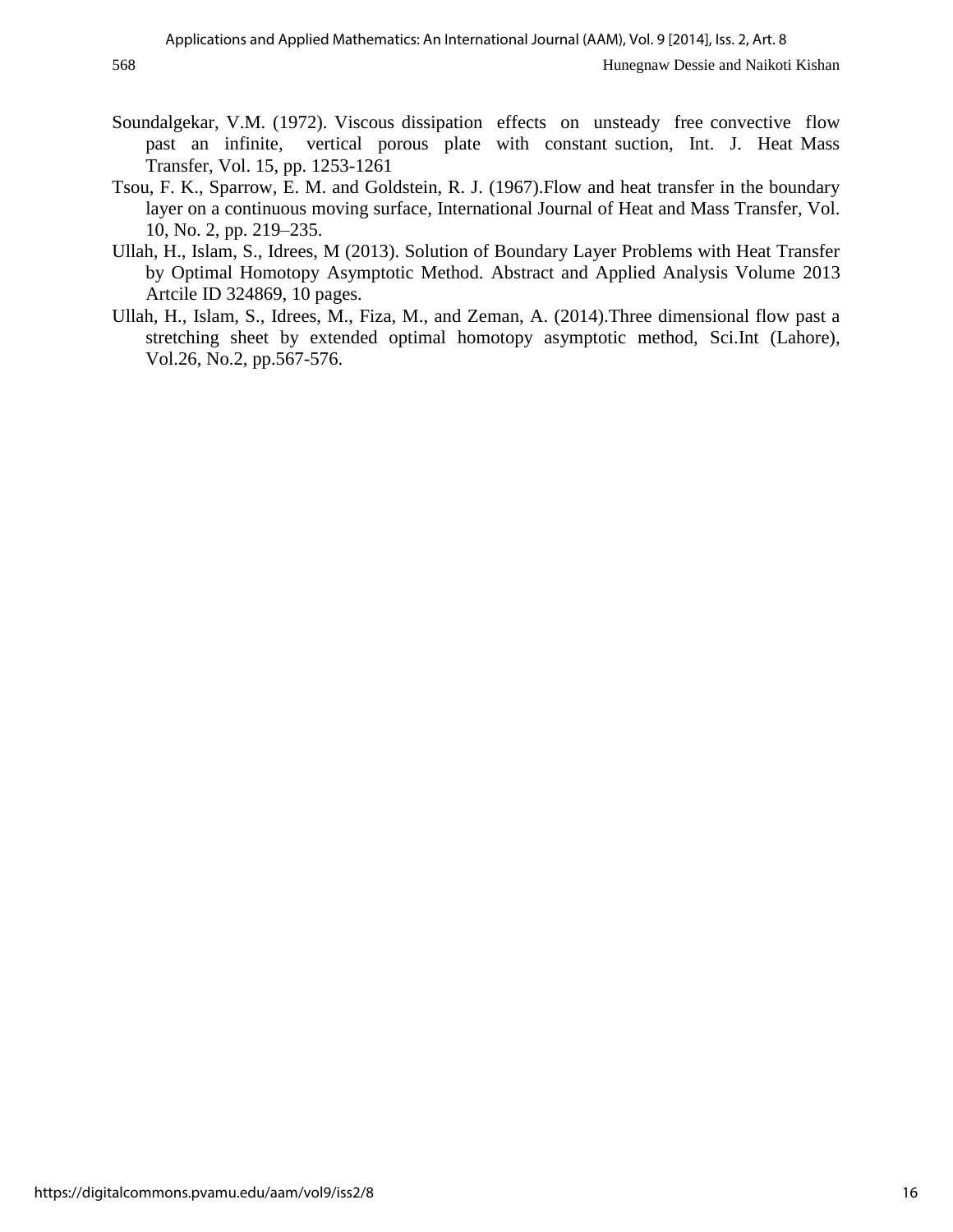Soundalgekar, V.M. (1972). Viscous dissipation effects on unsteady free convective flow past an infinite, vertical porous plate with constant suction, Int. J. Heat Mass Transfer, Vol. 15, pp. 1253-1261

Tsou, F. K., Sparrow, E. M. and Goldstein, R. J. (1967).Flow and heat transfer in the boundary layer on a continuous moving surface, International Journal of Heat and Mass Transfer, Vol. 10, No. 2, pp. 219–235.

Ullah, H., Islam, S., Idrees, M (2013). Solution of Boundary Layer Problems with Heat Transfer by Optimal Homotopy Asymptotic Method. Abstract and Applied Analysis Volume 2013 Artcile ID 324869, 10 pages.

Ullah, H., Islam, S., Idrees, M., Fiza, M., and Zeman, A. (2014).Three dimensional flow past a stretching sheet by extended optimal homotopy asymptotic method, Sci.Int (Lahore), Vol.26, No.2, pp.567-576.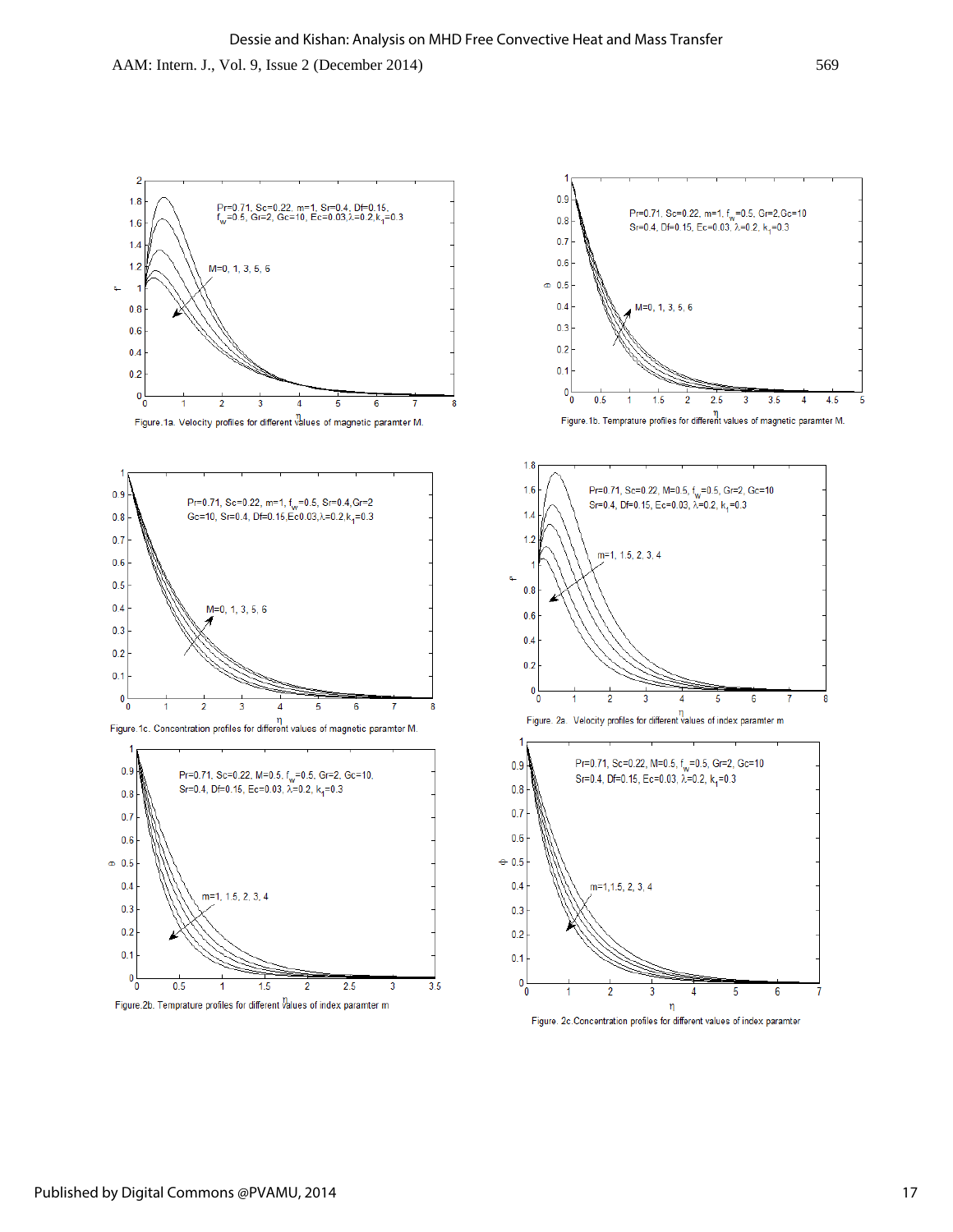Figure.1a. Velocity profiles for different values of magnetic paramter M.

Figure.1b. Temprature profiles for different values of magnetic paramter M.

Figure.1c. Concentration profiles for different values of magnetic paramter M.

Figure. 2a. Velocity profiles for different values of index paramter m

Figure.2b. Temprature profiles for different values of index paramter m

Figure. 2c.Concentration profiles for different values of index paramter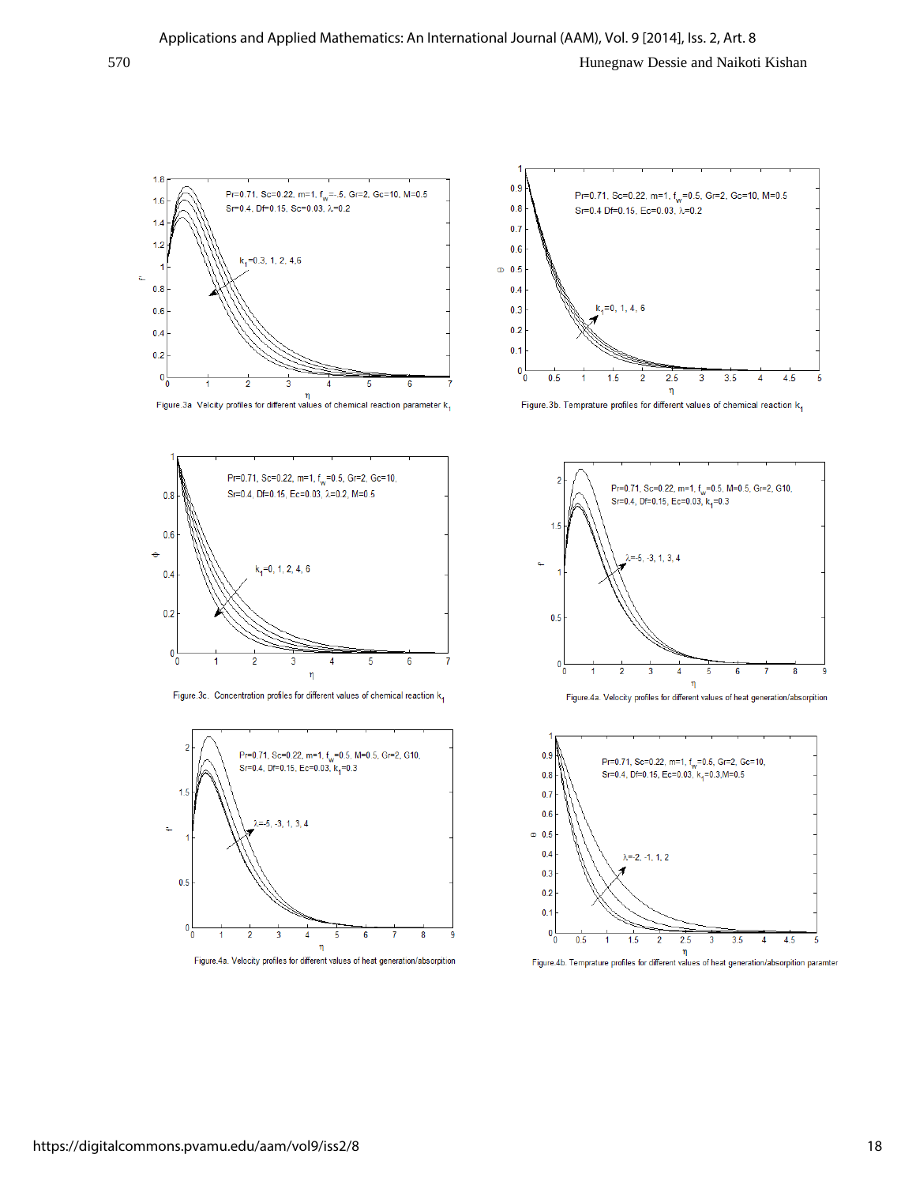Figure.3a Velcity profiles for different values of chemical reaction parameter $k_1$

Figure.3b. Temprature profiles for different values of chemical reaction $k_1$

Figure.3c. Concentration profiles for different values of chemical reaction $k_1$

Figure.4a. Velocity profiles for different values of heat generation/absorption

Figure.4a. Velocity profiles for different values of heat generation/absorption

Figure.4b. Temprature profiles for different values of heat generation/absorption paramter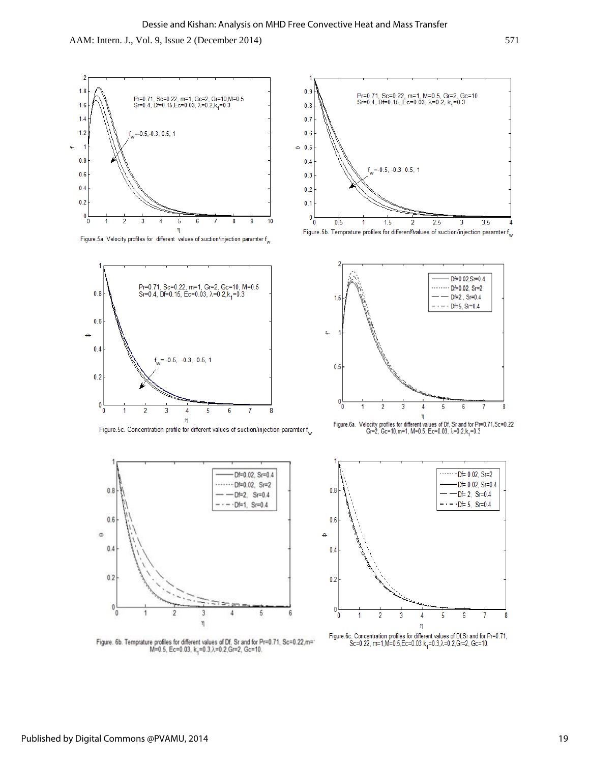Figure.5a. Velocity profiles for different values of suction/injection paramter $f_w$

Figure.5b. Temprature profiles for different values of suction/injection paramter $f_w$

Figure.5c. Concentration profile for different values of suction/injection paramter $f_w$

Figure.6a. Velocity profiles for different values of Df, Sr and for Pr=0.71, Sc=0.22 Gr=2, Gc=10, m=1, M=0.5, Ec=0.03, $\lambda$=0.2, $k_1$=0.3

Figure. 6b. Temprature profiles for different values of Df, Sr and for Pr=0.71, Sc=0.22, m=1, M=0.5, Ec=0.03, $k_1$=0.3, $\lambda$=0.2, Gr=2, Gc=10.

Figure.6c. Concentration profiles for different values of Df, Sr and for Pr=0.71, Sc=0.22, m=1, M=0.5, Ec=0.03 $k_1$=0.3, $\lambda$=0.2, Gr=2, Gc=10.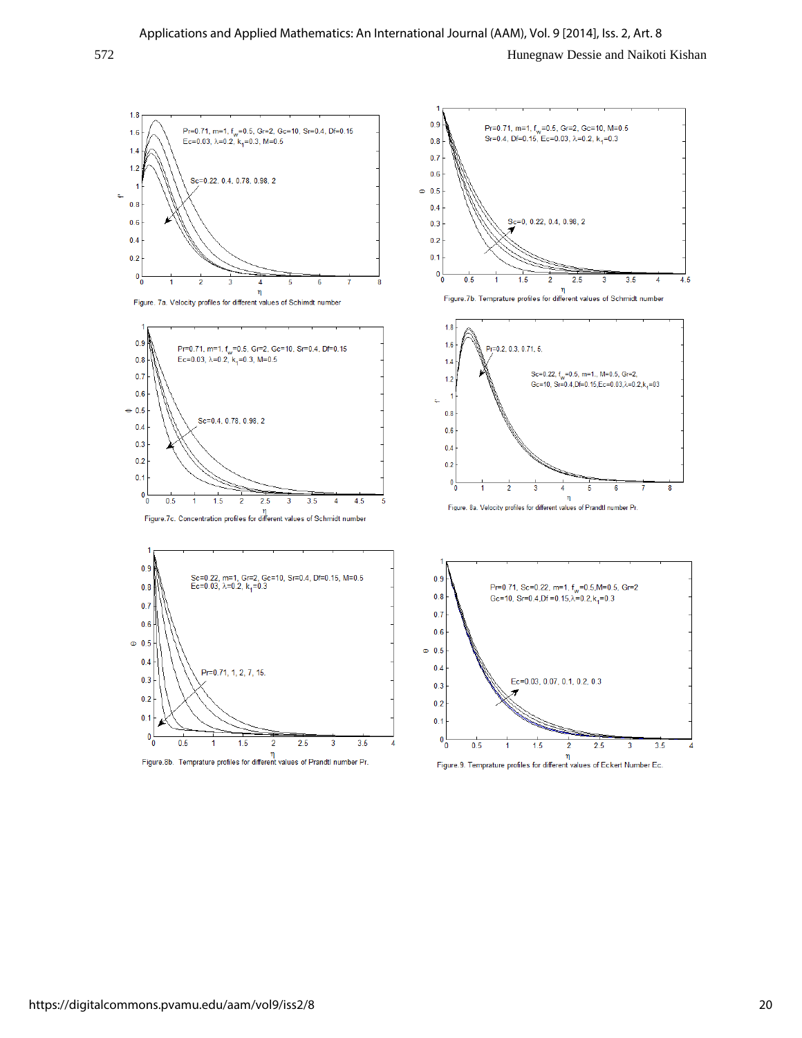Pr=0.71, m=1, $f_w$=0.5, Gr=2, Gc=10, Sr=0.4, Df=0.15
Ec=0.03, λ=0.2, $k_1$=0.3, M=0.5

Sc=0.22, 0.4, 0.78, 0.98, 2

Figure. 7a. Velocity profiles for different values of Schimdt number

Pr=0.71, m=1, $f_w$=0.5, Gr=2, Gc=10, M=0.5
Sr=0.4, Df=0.15, Ec=0.03, λ=0.2, $k_1$=0.3

Sc=0, 0.22, 0.4, 0.98, 2

Figure.7b. Temprature profiles for different values of Schmidt number

Pr=0.71, m=1, $f_w$=0.5, Gr=2, Gc=10, Sr=0.4, Df=0.15
Ec=0.03, λ=0.2, $k_1$=0.3, M=0.5

Sc=0.4, 0.78, 0.98, 2

Figure.7c. Concentration profiles for different values of Schmidt number

Pr=0.2, 0.3, 0.71, 5.

Sc=0.22, $f_w$=0.5, m=1., M=0.5, Gr=2,
Gc=10, Sr=0.4,Df=0.15,Ec=0.03,λ=0.2,$k_1$=03

Figure. 8a. Velocity profiles for different values of Prandtl number Pr.

Sc=0.22, m=1, Gr=2, Gc=10, Sr=0.4, Df=0.15, M=0.5
Ec=0.03, λ=0.2, $k_1$=0.3

Pr=0.71, 1, 2, 7, 15.

Figure.8b. Temprature profiles for different values of Prandtl number Pr.

Pr=0.71, Sc=0.22, m=1, $f_w$=0.5,M=0.5, Gr=2
Gc=10, Sr=0.4,Df =0.15,λ=0.2,$k_1$=0.3

Ec=0.03, 0.07, 0.1, 0.2, 0.3

Figure.9. Temprature profiles for different values of Eckert Number Ec.